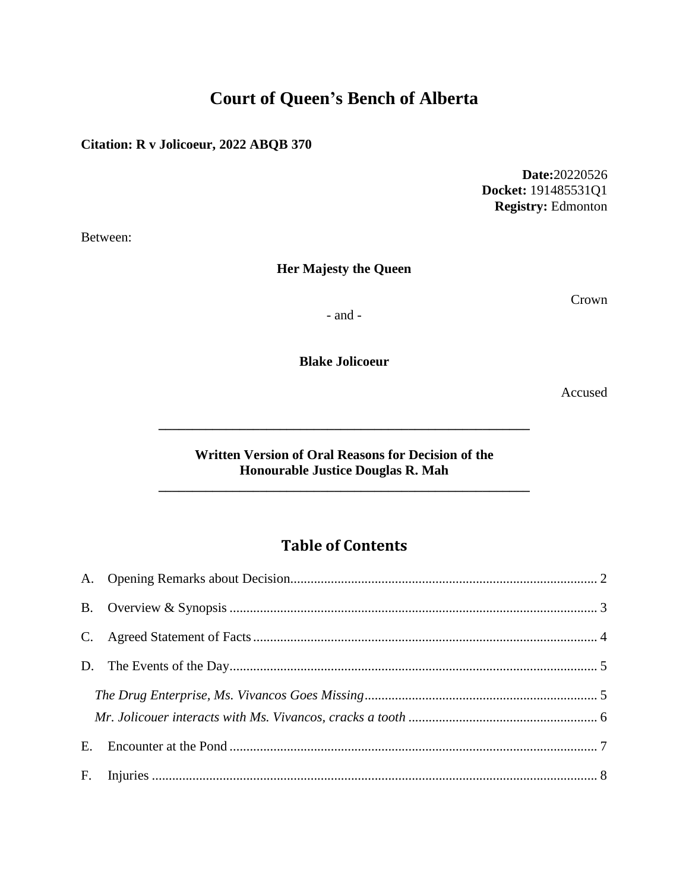# Court of Queen's Bench of Alberta

**Citation: R v Jolicoeur, 2022 ABQB 370**

**Date:** 20220526
**Docket:** 191485531Q1
**Registry:** Edmonton

Between:

**Her Majesty the Queen**

Crown

- and -

**Blake Jolicoeur**

Accused

---

**Written Version of Oral Reasons for Decision of the Honourable Justice Douglas R. Mah**

---

## Table of Contents

A. Opening Remarks about Decision ..... 2

B. Overview & Synopsis ..... 3

C. Agreed Statement of Facts ..... 4

D. The Events of the Day ..... 5

*The Drug Enterprise, Ms. Vivancos Goes Missing* ..... 5

*Mr. Jolicouer interacts with Ms. Vivancos, cracks a tooth* ..... 6

E. Encounter at the Pond ..... 7

F. Injuries ..... 8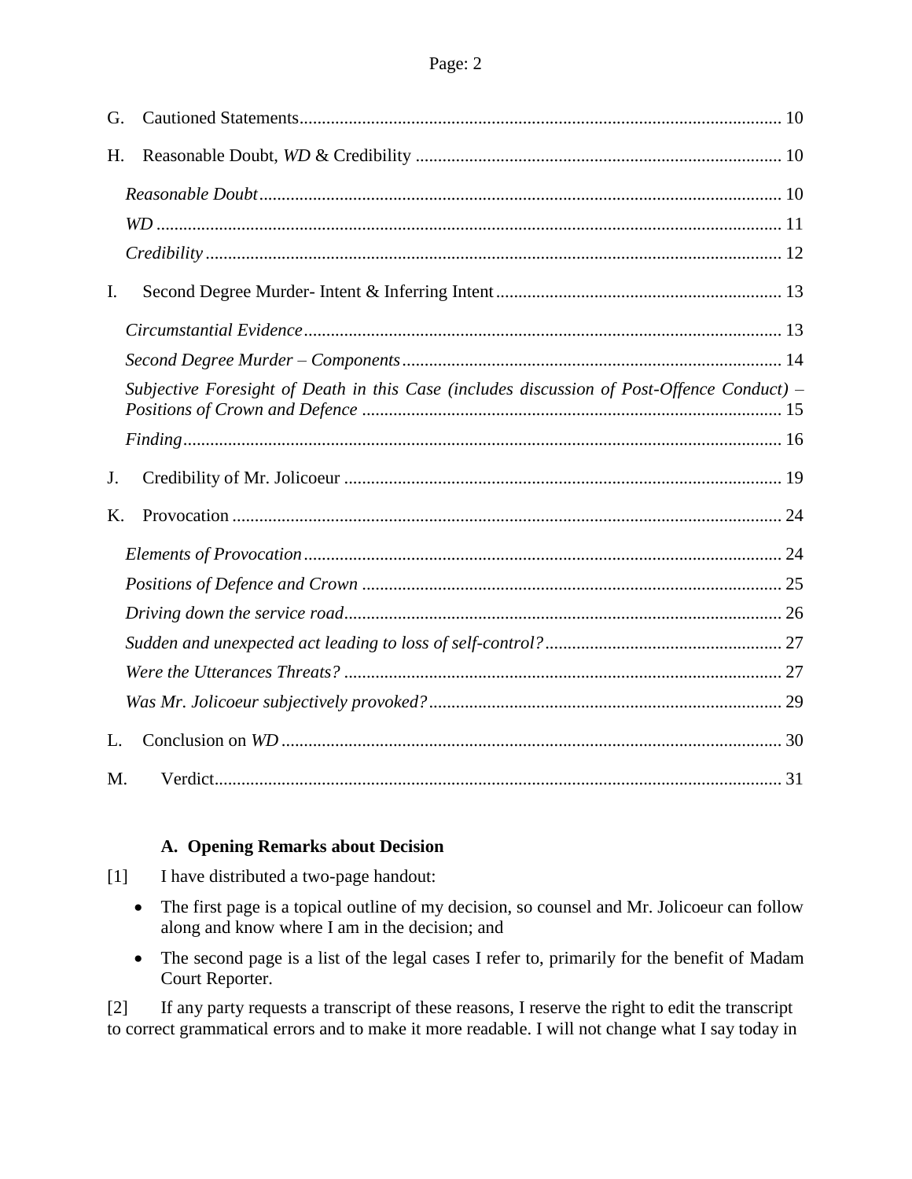G. Cautioned Statements .......... 10

H. Reasonable Doubt, *WD* & Credibility .......... 10

*Reasonable Doubt* .......... 10

*WD* .......... 11

*Credibility* .......... 12

I. Second Degree Murder- Intent & Inferring Intent .......... 13

*Circumstantial Evidence* .......... 13

*Second Degree Murder – Components* .......... 14

*Subjective Foresight of Death in this Case (includes discussion of Post-Offence Conduct) – Positions of Crown and Defence* .......... 15

*Finding* .......... 16

J. Credibility of Mr. Jolicoeur .......... 19

K. Provocation .......... 24

*Elements of Provocation* .......... 24

*Positions of Defence and Crown* .......... 25

*Driving down the service road* .......... 26

*Sudden and unexpected act leading to loss of self-control?* .......... 27

*Were the Utterances Threats?* .......... 27

*Was Mr. Jolicoeur subjectively provoked?* .......... 29

L. Conclusion on *WD* .......... 30

M. Verdict .......... 31

### A. Opening Remarks about Decision

[1] I have distributed a two-page handout:

- The first page is a topical outline of my decision, so counsel and Mr. Jolicoeur can follow along and know where I am in the decision; and
- The second page is a list of the legal cases I refer to, primarily for the benefit of Madam Court Reporter.

[2] If any party requests a transcript of these reasons, I reserve the right to edit the transcript to correct grammatical errors and to make it more readable. I will not change what I say today in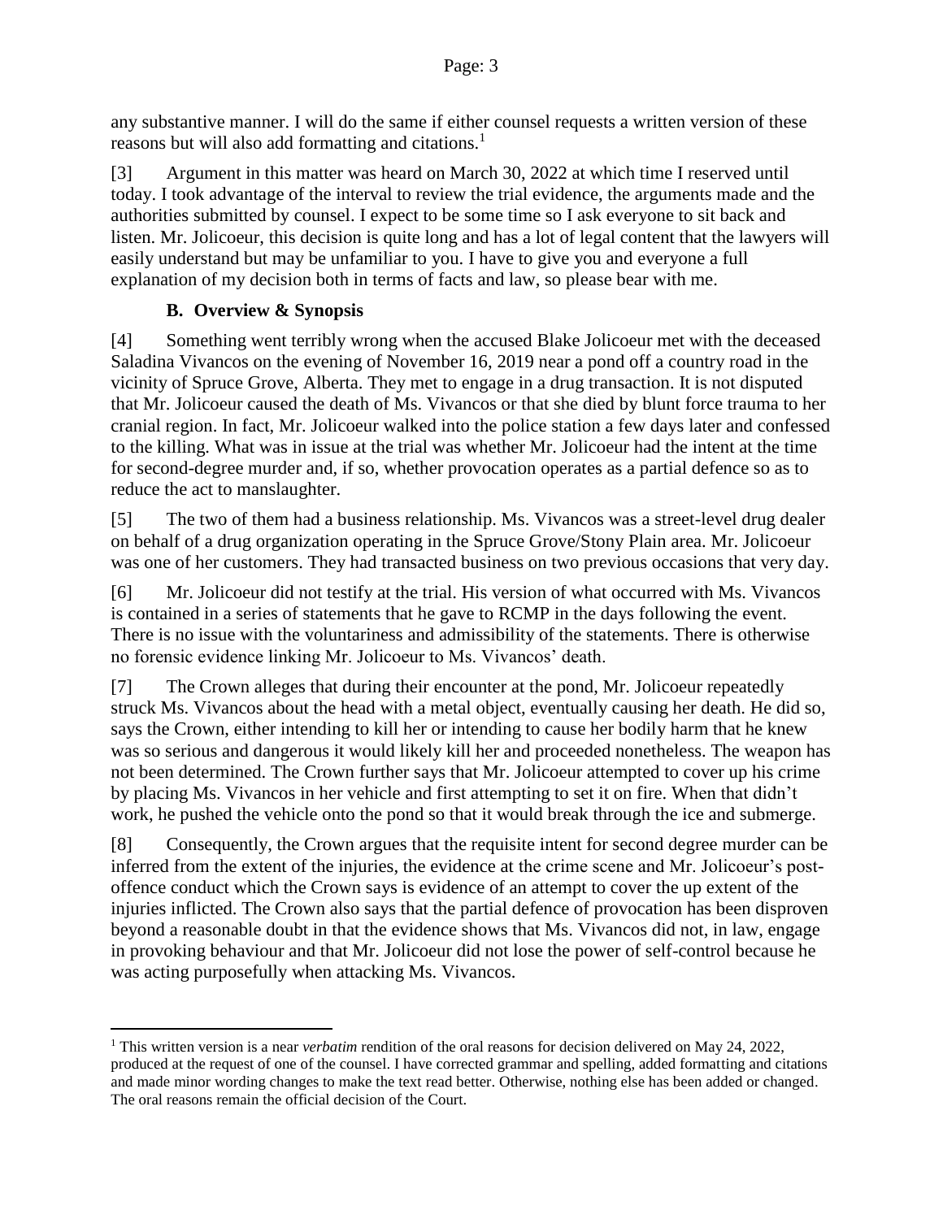any substantive manner. I will do the same if either counsel requests a written version of these reasons but will also add formatting and citations.[1]

[3] Argument in this matter was heard on March 30, 2022 at which time I reserved until today. I took advantage of the interval to review the trial evidence, the arguments made and the authorities submitted by counsel. I expect to be some time so I ask everyone to sit back and listen. Mr. Jolicoeur, this decision is quite long and has a lot of legal content that the lawyers will easily understand but may be unfamiliar to you. I have to give you and everyone a full explanation of my decision both in terms of facts and law, so please bear with me.

### B. Overview & Synopsis

[4] Something went terribly wrong when the accused Blake Jolicoeur met with the deceased Saladina Vivancos on the evening of November 16, 2019 near a pond off a country road in the vicinity of Spruce Grove, Alberta. They met to engage in a drug transaction. It is not disputed that Mr. Jolicoeur caused the death of Ms. Vivancos or that she died by blunt force trauma to her cranial region. In fact, Mr. Jolicoeur walked into the police station a few days later and confessed to the killing. What was in issue at the trial was whether Mr. Jolicoeur had the intent at the time for second-degree murder and, if so, whether provocation operates as a partial defence so as to reduce the act to manslaughter.

[5] The two of them had a business relationship. Ms. Vivancos was a street-level drug dealer on behalf of a drug organization operating in the Spruce Grove/Stony Plain area. Mr. Jolicoeur was one of her customers. They had transacted business on two previous occasions that very day.

[6] Mr. Jolicoeur did not testify at the trial. His version of what occurred with Ms. Vivancos is contained in a series of statements that he gave to RCMP in the days following the event. There is no issue with the voluntariness and admissibility of the statements. There is otherwise no forensic evidence linking Mr. Jolicoeur to Ms. Vivancos' death.

[7] The Crown alleges that during their encounter at the pond, Mr. Jolicoeur repeatedly struck Ms. Vivancos about the head with a metal object, eventually causing her death. He did so, says the Crown, either intending to kill her or intending to cause her bodily harm that he knew was so serious and dangerous it would likely kill her and proceeded nonetheless. The weapon has not been determined. The Crown further says that Mr. Jolicoeur attempted to cover up his crime by placing Ms. Vivancos in her vehicle and first attempting to set it on fire. When that didn't work, he pushed the vehicle onto the pond so that it would break through the ice and submerge.

[8] Consequently, the Crown argues that the requisite intent for second degree murder can be inferred from the extent of the injuries, the evidence at the crime scene and Mr. Jolicoeur's post-offence conduct which the Crown says is evidence of an attempt to cover the up extent of the injuries inflicted. The Crown also says that the partial defence of provocation has been disproven beyond a reasonable doubt in that the evidence shows that Ms. Vivancos did not, in law, engage in provoking behaviour and that Mr. Jolicoeur did not lose the power of self-control because he was acting purposefully when attacking Ms. Vivancos.

---

[1] This written version is a near *verbatim* rendition of the oral reasons for decision delivered on May 24, 2022, produced at the request of one of the counsel. I have corrected grammar and spelling, added formatting and citations and made minor wording changes to make the text read better. Otherwise, nothing else has been added or changed. The oral reasons remain the official decision of the Court.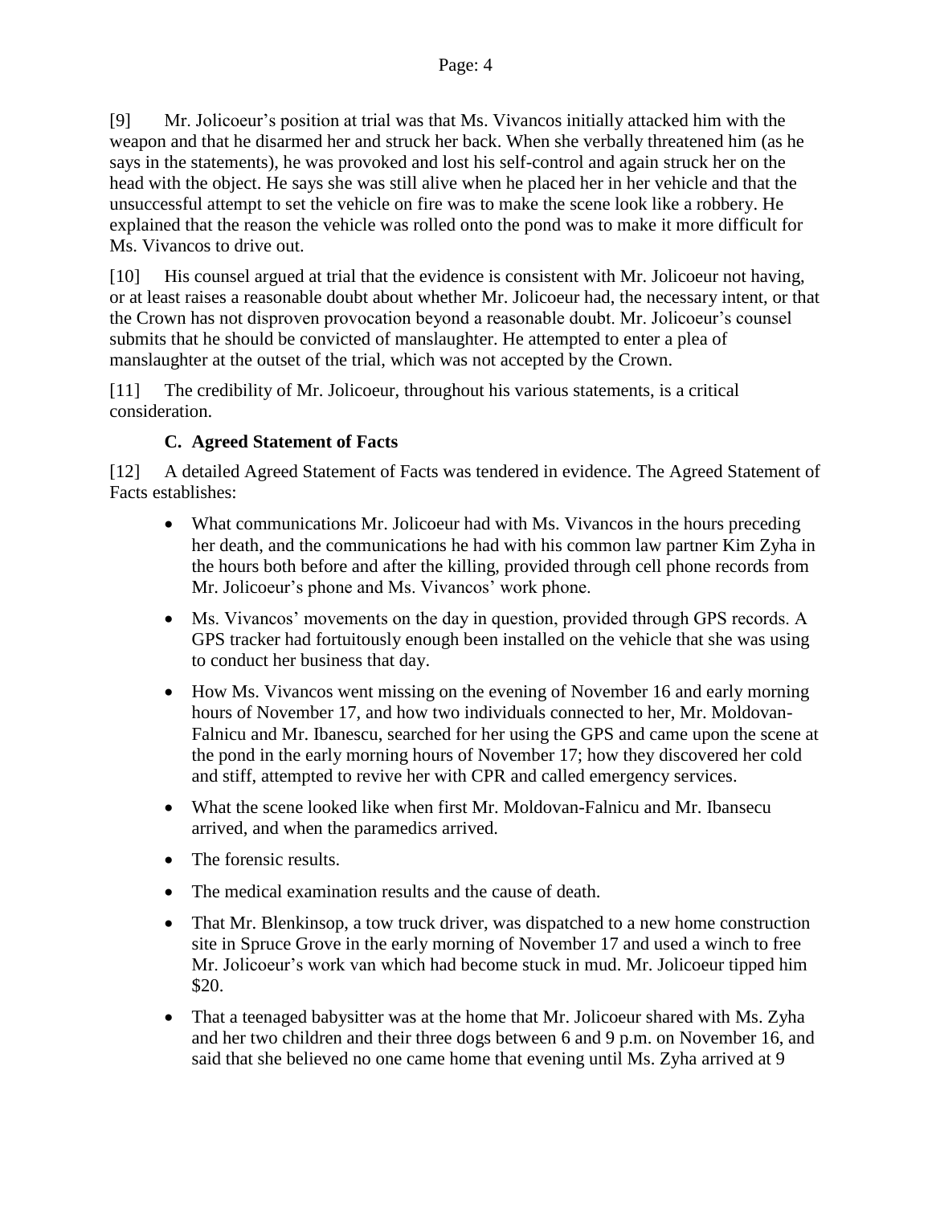[9] Mr. Jolicoeur's position at trial was that Ms. Vivancos initially attacked him with the weapon and that he disarmed her and struck her back. When she verbally threatened him (as he says in the statements), he was provoked and lost his self-control and again struck her on the head with the object. He says she was still alive when he placed her in her vehicle and that the unsuccessful attempt to set the vehicle on fire was to make the scene look like a robbery. He explained that the reason the vehicle was rolled onto the pond was to make it more difficult for Ms. Vivancos to drive out.

[10] His counsel argued at trial that the evidence is consistent with Mr. Jolicoeur not having, or at least raises a reasonable doubt about whether Mr. Jolicoeur had, the necessary intent, or that the Crown has not disproven provocation beyond a reasonable doubt. Mr. Jolicoeur's counsel submits that he should be convicted of manslaughter. He attempted to enter a plea of manslaughter at the outset of the trial, which was not accepted by the Crown.

[11] The credibility of Mr. Jolicoeur, throughout his various statements, is a critical consideration.

### C. Agreed Statement of Facts

[12] A detailed Agreed Statement of Facts was tendered in evidence. The Agreed Statement of Facts establishes:

- What communications Mr. Jolicoeur had with Ms. Vivancos in the hours preceding her death, and the communications he had with his common law partner Kim Zyha in the hours both before and after the killing, provided through cell phone records from Mr. Jolicoeur's phone and Ms. Vivancos' work phone.
- Ms. Vivancos' movements on the day in question, provided through GPS records. A GPS tracker had fortuitously enough been installed on the vehicle that she was using to conduct her business that day.
- How Ms. Vivancos went missing on the evening of November 16 and early morning hours of November 17, and how two individuals connected to her, Mr. Moldovan-Falnicu and Mr. Ibanescu, searched for her using the GPS and came upon the scene at the pond in the early morning hours of November 17; how they discovered her cold and stiff, attempted to revive her with CPR and called emergency services.
- What the scene looked like when first Mr. Moldovan-Falnicu and Mr. Ibansecu arrived, and when the paramedics arrived.
- The forensic results.
- The medical examination results and the cause of death.
- That Mr. Blenkinsop, a tow truck driver, was dispatched to a new home construction site in Spruce Grove in the early morning of November 17 and used a winch to free Mr. Jolicoeur's work van which had become stuck in mud. Mr. Jolicoeur tipped him $20.
- That a teenaged babysitter was at the home that Mr. Jolicoeur shared with Ms. Zyha and her two children and their three dogs between 6 and 9 p.m. on November 16, and said that she believed no one came home that evening until Ms. Zyha arrived at 9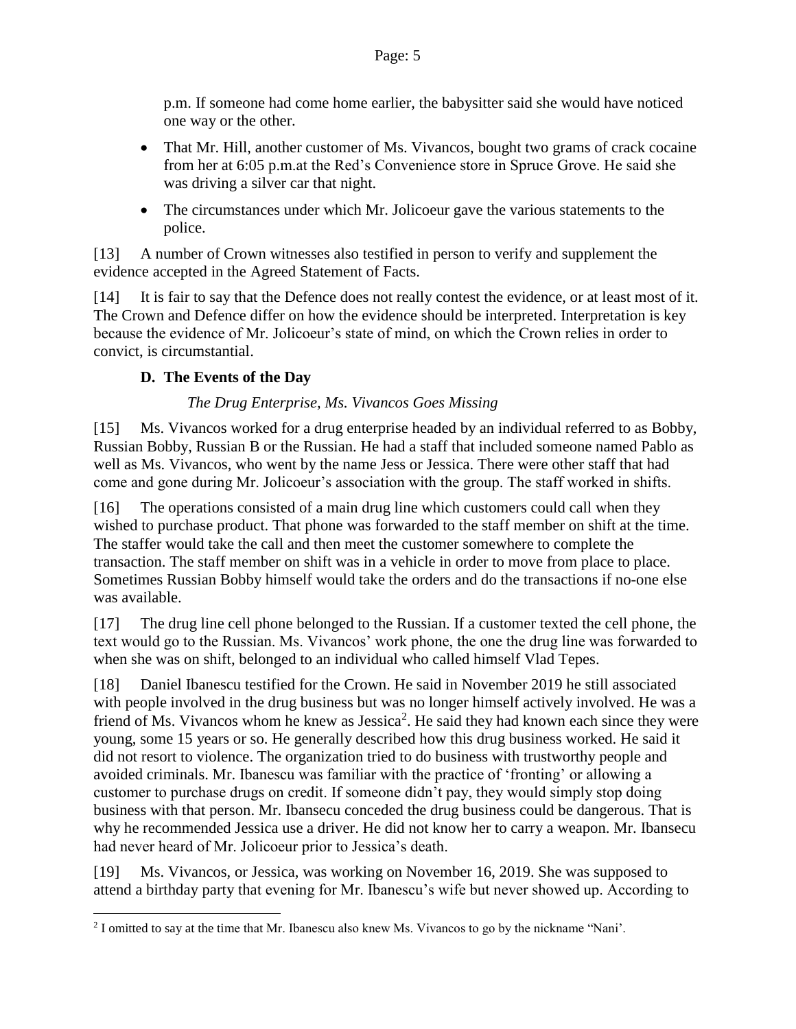p.m. If someone had come home earlier, the babysitter said she would have noticed one way or the other.

- That Mr. Hill, another customer of Ms. Vivancos, bought two grams of crack cocaine from her at 6:05 p.m.at the Red's Convenience store in Spruce Grove. He said she was driving a silver car that night.
- The circumstances under which Mr. Jolicoeur gave the various statements to the police.

[13] A number of Crown witnesses also testified in person to verify and supplement the evidence accepted in the Agreed Statement of Facts.

[14] It is fair to say that the Defence does not really contest the evidence, or at least most of it. The Crown and Defence differ on how the evidence should be interpreted. Interpretation is key because the evidence of Mr. Jolicoeur's state of mind, on which the Crown relies in order to convict, is circumstantial.

### D. The Events of the Day

*The Drug Enterprise, Ms. Vivancos Goes Missing*

[15] Ms. Vivancos worked for a drug enterprise headed by an individual referred to as Bobby, Russian Bobby, Russian B or the Russian. He had a staff that included someone named Pablo as well as Ms. Vivancos, who went by the name Jess or Jessica. There were other staff that had come and gone during Mr. Jolicoeur's association with the group. The staff worked in shifts.

[16] The operations consisted of a main drug line which customers could call when they wished to purchase product. That phone was forwarded to the staff member on shift at the time. The staffer would take the call and then meet the customer somewhere to complete the transaction. The staff member on shift was in a vehicle in order to move from place to place. Sometimes Russian Bobby himself would take the orders and do the transactions if no-one else was available.

[17] The drug line cell phone belonged to the Russian. If a customer texted the cell phone, the text would go to the Russian. Ms. Vivancos' work phone, the one the drug line was forwarded to when she was on shift, belonged to an individual who called himself Vlad Tepes.

[18] Daniel Ibanescu testified for the Crown. He said in November 2019 he still associated with people involved in the drug business but was no longer himself actively involved. He was a friend of Ms. Vivancos whom he knew as Jessica[2]. He said they had known each since they were young, some 15 years or so. He generally described how this drug business worked. He said it did not resort to violence. The organization tried to do business with trustworthy people and avoided criminals. Mr. Ibanescu was familiar with the practice of 'fronting' or allowing a customer to purchase drugs on credit. If someone didn't pay, they would simply stop doing business with that person. Mr. Ibansecu conceded the drug business could be dangerous. That is why he recommended Jessica use a driver. He did not know her to carry a weapon. Mr. Ibansecu had never heard of Mr. Jolicoeur prior to Jessica's death.

[19] Ms. Vivancos, or Jessica, was working on November 16, 2019. She was supposed to attend a birthday party that evening for Mr. Ibanescu's wife but never showed up. According to

[2] I omitted to say at the time that Mr. Ibanescu also knew Ms. Vivancos to go by the nickname "Nani'.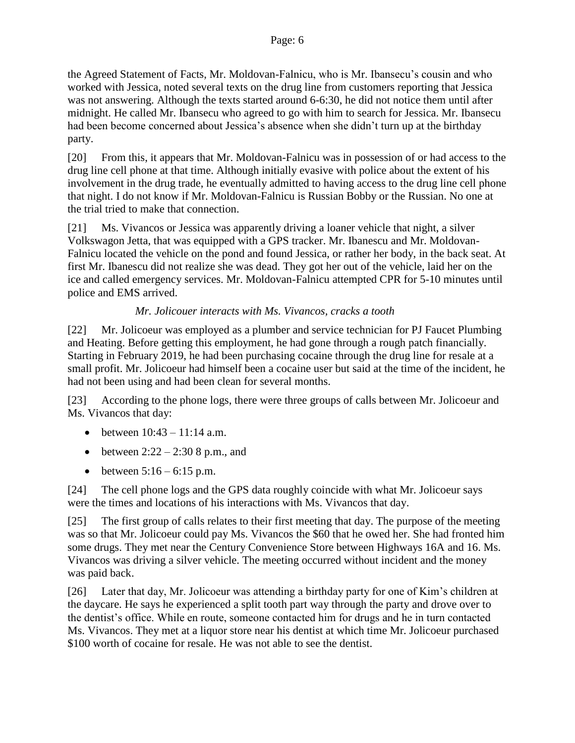the Agreed Statement of Facts, Mr. Moldovan-Falnicu, who is Mr. Ibansecu's cousin and who worked with Jessica, noted several texts on the drug line from customers reporting that Jessica was not answering. Although the texts started around 6-6:30, he did not notice them until after midnight. He called Mr. Ibansecu who agreed to go with him to search for Jessica. Mr. Ibansecu had been become concerned about Jessica's absence when she didn't turn up at the birthday party.

[20] From this, it appears that Mr. Moldovan-Falnicu was in possession of or had access to the drug line cell phone at that time. Although initially evasive with police about the extent of his involvement in the drug trade, he eventually admitted to having access to the drug line cell phone that night. I do not know if Mr. Moldovan-Falnicu is Russian Bobby or the Russian. No one at the trial tried to make that connection.

[21] Ms. Vivancos or Jessica was apparently driving a loaner vehicle that night, a silver Volkswagon Jetta, that was equipped with a GPS tracker. Mr. Ibanescu and Mr. Moldovan-Falnicu located the vehicle on the pond and found Jessica, or rather her body, in the back seat. At first Mr. Ibanescu did not realize she was dead. They got her out of the vehicle, laid her on the ice and called emergency services. Mr. Moldovan-Falnicu attempted CPR for 5-10 minutes until police and EMS arrived.

*Mr. Jolicouer interacts with Ms. Vivancos, cracks a tooth*

[22] Mr. Jolicoeur was employed as a plumber and service technician for PJ Faucet Plumbing and Heating. Before getting this employment, he had gone through a rough patch financially. Starting in February 2019, he had been purchasing cocaine through the drug line for resale at a small profit. Mr. Jolicoeur had himself been a cocaine user but said at the time of the incident, he had not been using and had been clean for several months.

[23] According to the phone logs, there were three groups of calls between Mr. Jolicoeur and Ms. Vivancos that day:

- between 10:43 – 11:14 a.m.
- between 2:22 – 2:30 8 p.m., and
- between 5:16 – 6:15 p.m.

[24] The cell phone logs and the GPS data roughly coincide with what Mr. Jolicoeur says were the times and locations of his interactions with Ms. Vivancos that day.

[25] The first group of calls relates to their first meeting that day. The purpose of the meeting was so that Mr. Jolicoeur could pay Ms. Vivancos the $60 that he owed her. She had fronted him some drugs. They met near the Century Convenience Store between Highways 16A and 16. Ms. Vivancos was driving a silver vehicle. The meeting occurred without incident and the money was paid back.

[26] Later that day, Mr. Jolicoeur was attending a birthday party for one of Kim's children at the daycare. He says he experienced a split tooth part way through the party and drove over to the dentist's office. While en route, someone contacted him for drugs and he in turn contacted Ms. Vivancos. They met at a liquor store near his dentist at which time Mr. Jolicoeur purchased $100 worth of cocaine for resale. He was not able to see the dentist.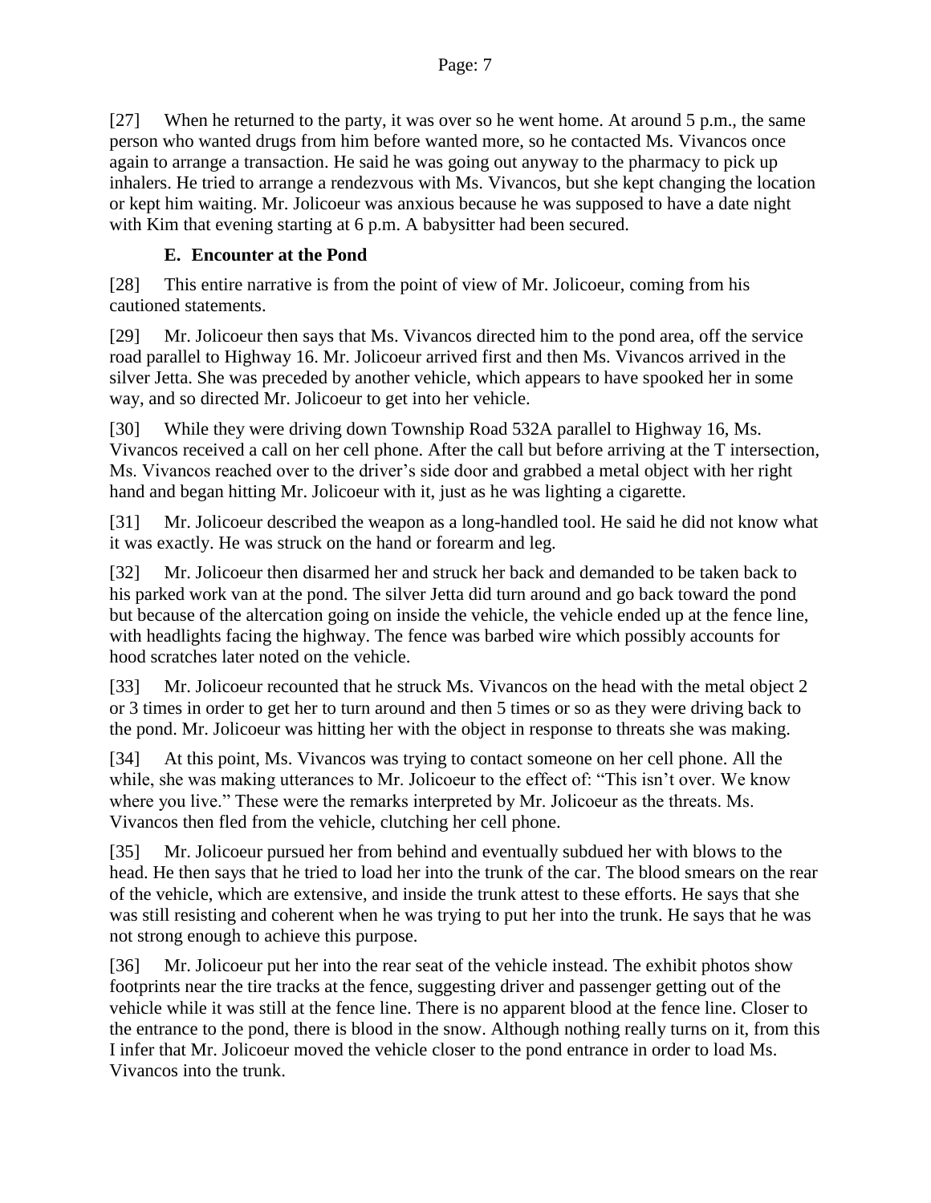[27] When he returned to the party, it was over so he went home. At around 5 p.m., the same person who wanted drugs from him before wanted more, so he contacted Ms. Vivancos once again to arrange a transaction. He said he was going out anyway to the pharmacy to pick up inhalers. He tried to arrange a rendezvous with Ms. Vivancos, but she kept changing the location or kept him waiting. Mr. Jolicoeur was anxious because he was supposed to have a date night with Kim that evening starting at 6 p.m. A babysitter had been secured.

### E. Encounter at the Pond

[28] This entire narrative is from the point of view of Mr. Jolicoeur, coming from his cautioned statements.

[29] Mr. Jolicoeur then says that Ms. Vivancos directed him to the pond area, off the service road parallel to Highway 16. Mr. Jolicoeur arrived first and then Ms. Vivancos arrived in the silver Jetta. She was preceded by another vehicle, which appears to have spooked her in some way, and so directed Mr. Jolicoeur to get into her vehicle.

[30] While they were driving down Township Road 532A parallel to Highway 16, Ms. Vivancos received a call on her cell phone. After the call but before arriving at the T intersection, Ms. Vivancos reached over to the driver's side door and grabbed a metal object with her right hand and began hitting Mr. Jolicoeur with it, just as he was lighting a cigarette.

[31] Mr. Jolicoeur described the weapon as a long-handled tool. He said he did not know what it was exactly. He was struck on the hand or forearm and leg.

[32] Mr. Jolicoeur then disarmed her and struck her back and demanded to be taken back to his parked work van at the pond. The silver Jetta did turn around and go back toward the pond but because of the altercation going on inside the vehicle, the vehicle ended up at the fence line, with headlights facing the highway. The fence was barbed wire which possibly accounts for hood scratches later noted on the vehicle.

[33] Mr. Jolicoeur recounted that he struck Ms. Vivancos on the head with the metal object 2 or 3 times in order to get her to turn around and then 5 times or so as they were driving back to the pond. Mr. Jolicoeur was hitting her with the object in response to threats she was making.

[34] At this point, Ms. Vivancos was trying to contact someone on her cell phone. All the while, she was making utterances to Mr. Jolicoeur to the effect of: "This isn't over. We know where you live." These were the remarks interpreted by Mr. Jolicoeur as the threats. Ms. Vivancos then fled from the vehicle, clutching her cell phone.

[35] Mr. Jolicoeur pursued her from behind and eventually subdued her with blows to the head. He then says that he tried to load her into the trunk of the car. The blood smears on the rear of the vehicle, which are extensive, and inside the trunk attest to these efforts. He says that she was still resisting and coherent when he was trying to put her into the trunk. He says that he was not strong enough to achieve this purpose.

[36] Mr. Jolicoeur put her into the rear seat of the vehicle instead. The exhibit photos show footprints near the tire tracks at the fence, suggesting driver and passenger getting out of the vehicle while it was still at the fence line. There is no apparent blood at the fence line. Closer to the entrance to the pond, there is blood in the snow. Although nothing really turns on it, from this I infer that Mr. Jolicoeur moved the vehicle closer to the pond entrance in order to load Ms. Vivancos into the trunk.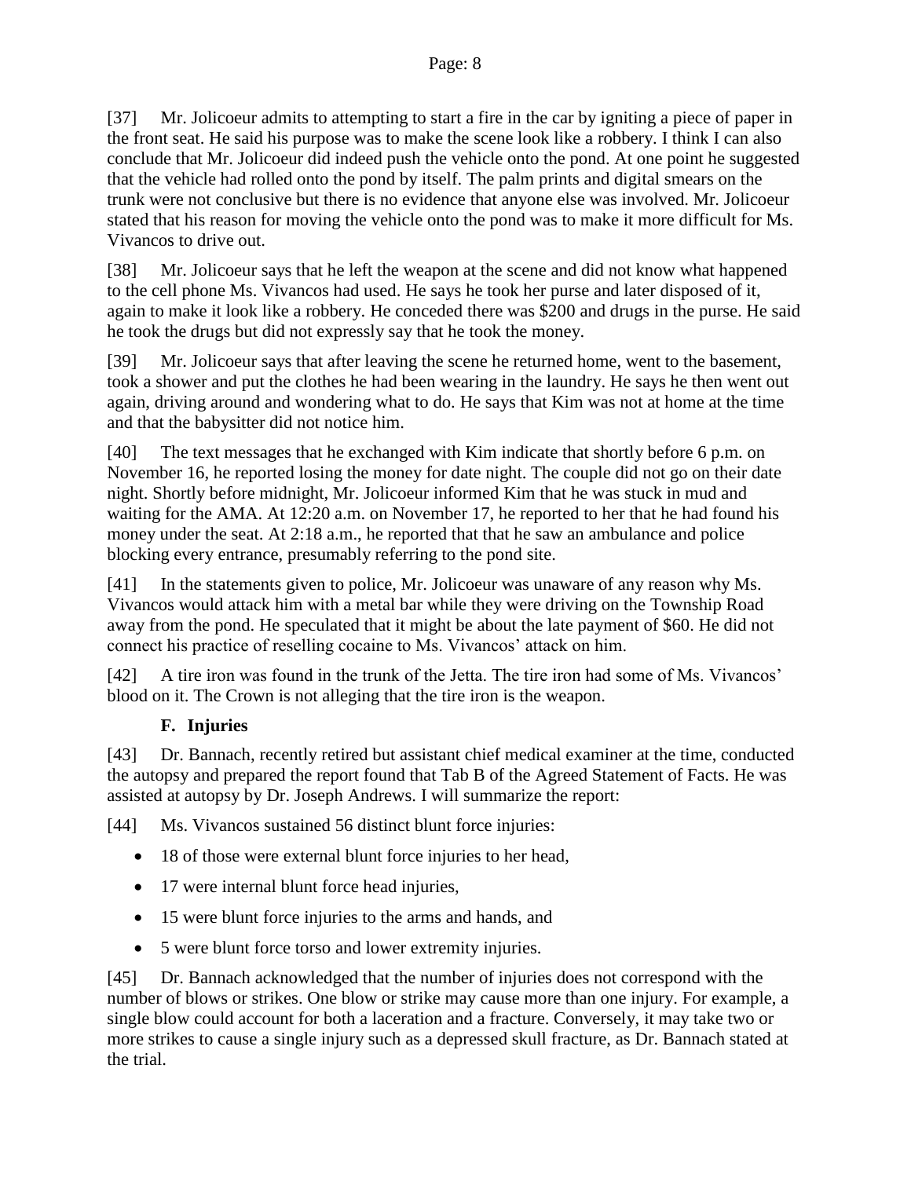[37] Mr. Jolicoeur admits to attempting to start a fire in the car by igniting a piece of paper in the front seat. He said his purpose was to make the scene look like a robbery. I think I can also conclude that Mr. Jolicoeur did indeed push the vehicle onto the pond. At one point he suggested that the vehicle had rolled onto the pond by itself. The palm prints and digital smears on the trunk were not conclusive but there is no evidence that anyone else was involved. Mr. Jolicoeur stated that his reason for moving the vehicle onto the pond was to make it more difficult for Ms. Vivancos to drive out.

[38] Mr. Jolicoeur says that he left the weapon at the scene and did not know what happened to the cell phone Ms. Vivancos had used. He says he took her purse and later disposed of it, again to make it look like a robbery. He conceded there was $200 and drugs in the purse. He said he took the drugs but did not expressly say that he took the money.

[39] Mr. Jolicoeur says that after leaving the scene he returned home, went to the basement, took a shower and put the clothes he had been wearing in the laundry. He says he then went out again, driving around and wondering what to do. He says that Kim was not at home at the time and that the babysitter did not notice him.

[40] The text messages that he exchanged with Kim indicate that shortly before 6 p.m. on November 16, he reported losing the money for date night. The couple did not go on their date night. Shortly before midnight, Mr. Jolicoeur informed Kim that he was stuck in mud and waiting for the AMA. At 12:20 a.m. on November 17, he reported to her that he had found his money under the seat. At 2:18 a.m., he reported that that he saw an ambulance and police blocking every entrance, presumably referring to the pond site.

[41] In the statements given to police, Mr. Jolicoeur was unaware of any reason why Ms. Vivancos would attack him with a metal bar while they were driving on the Township Road away from the pond. He speculated that it might be about the late payment of $60. He did not connect his practice of reselling cocaine to Ms. Vivancos' attack on him.

[42] A tire iron was found in the trunk of the Jetta. The tire iron had some of Ms. Vivancos' blood on it. The Crown is not alleging that the tire iron is the weapon.

### F. Injuries

[43] Dr. Bannach, recently retired but assistant chief medical examiner at the time, conducted the autopsy and prepared the report found that Tab B of the Agreed Statement of Facts. He was assisted at autopsy by Dr. Joseph Andrews. I will summarize the report:

[44] Ms. Vivancos sustained 56 distinct blunt force injuries:

- 18 of those were external blunt force injuries to her head,
- 17 were internal blunt force head injuries,
- 15 were blunt force injuries to the arms and hands, and
- 5 were blunt force torso and lower extremity injuries.

[45] Dr. Bannach acknowledged that the number of injuries does not correspond with the number of blows or strikes. One blow or strike may cause more than one injury. For example, a single blow could account for both a laceration and a fracture. Conversely, it may take two or more strikes to cause a single injury such as a depressed skull fracture, as Dr. Bannach stated at the trial.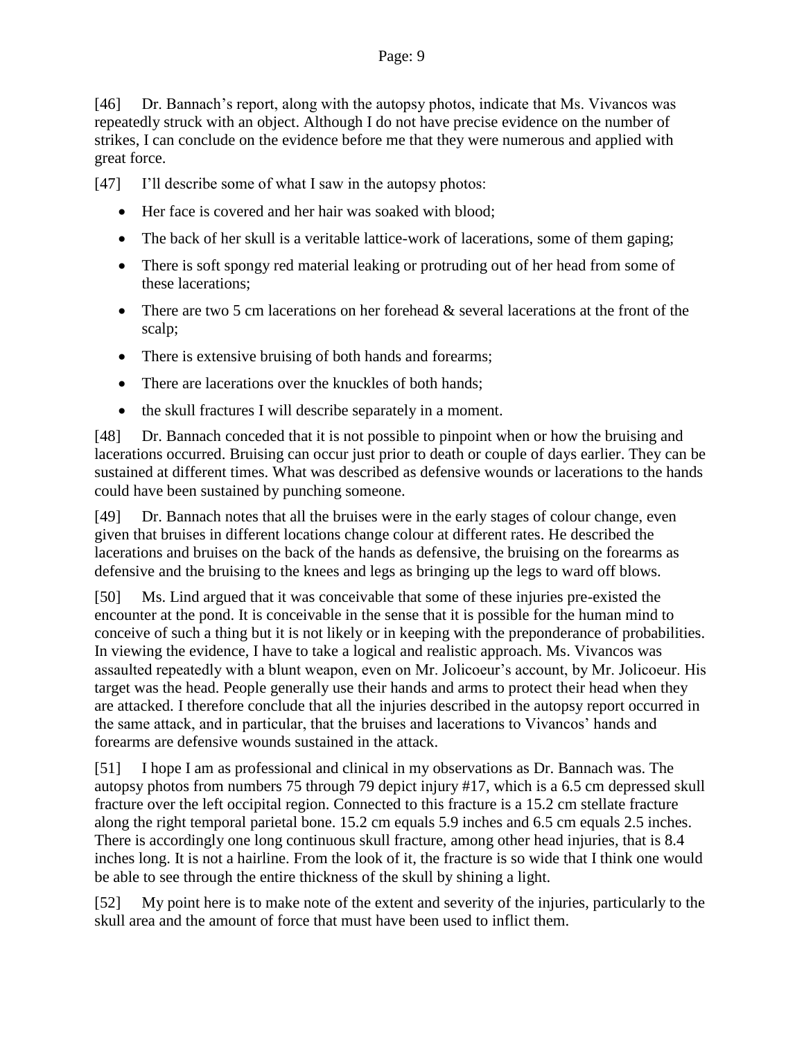[46] Dr. Bannach's report, along with the autopsy photos, indicate that Ms. Vivancos was repeatedly struck with an object. Although I do not have precise evidence on the number of strikes, I can conclude on the evidence before me that they were numerous and applied with great force.

[47] I'll describe some of what I saw in the autopsy photos:

- Her face is covered and her hair was soaked with blood;
- The back of her skull is a veritable lattice-work of lacerations, some of them gaping;
- There is soft spongy red material leaking or protruding out of her head from some of these lacerations;
- There are two 5 cm lacerations on her forehead & several lacerations at the front of the scalp;
- There is extensive bruising of both hands and forearms;
- There are lacerations over the knuckles of both hands;
- the skull fractures I will describe separately in a moment.

[48] Dr. Bannach conceded that it is not possible to pinpoint when or how the bruising and lacerations occurred. Bruising can occur just prior to death or couple of days earlier. They can be sustained at different times. What was described as defensive wounds or lacerations to the hands could have been sustained by punching someone.

[49] Dr. Bannach notes that all the bruises were in the early stages of colour change, even given that bruises in different locations change colour at different rates. He described the lacerations and bruises on the back of the hands as defensive, the bruising on the forearms as defensive and the bruising to the knees and legs as bringing up the legs to ward off blows.

[50] Ms. Lind argued that it was conceivable that some of these injuries pre-existed the encounter at the pond. It is conceivable in the sense that it is possible for the human mind to conceive of such a thing but it is not likely or in keeping with the preponderance of probabilities. In viewing the evidence, I have to take a logical and realistic approach. Ms. Vivancos was assaulted repeatedly with a blunt weapon, even on Mr. Jolicoeur's account, by Mr. Jolicoeur. His target was the head. People generally use their hands and arms to protect their head when they are attacked. I therefore conclude that all the injuries described in the autopsy report occurred in the same attack, and in particular, that the bruises and lacerations to Vivancos' hands and forearms are defensive wounds sustained in the attack.

[51] I hope I am as professional and clinical in my observations as Dr. Bannach was. The autopsy photos from numbers 75 through 79 depict injury #17, which is a 6.5 cm depressed skull fracture over the left occipital region. Connected to this fracture is a 15.2 cm stellate fracture along the right temporal parietal bone. 15.2 cm equals 5.9 inches and 6.5 cm equals 2.5 inches. There is accordingly one long continuous skull fracture, among other head injuries, that is 8.4 inches long. It is not a hairline. From the look of it, the fracture is so wide that I think one would be able to see through the entire thickness of the skull by shining a light.

[52] My point here is to make note of the extent and severity of the injuries, particularly to the skull area and the amount of force that must have been used to inflict them.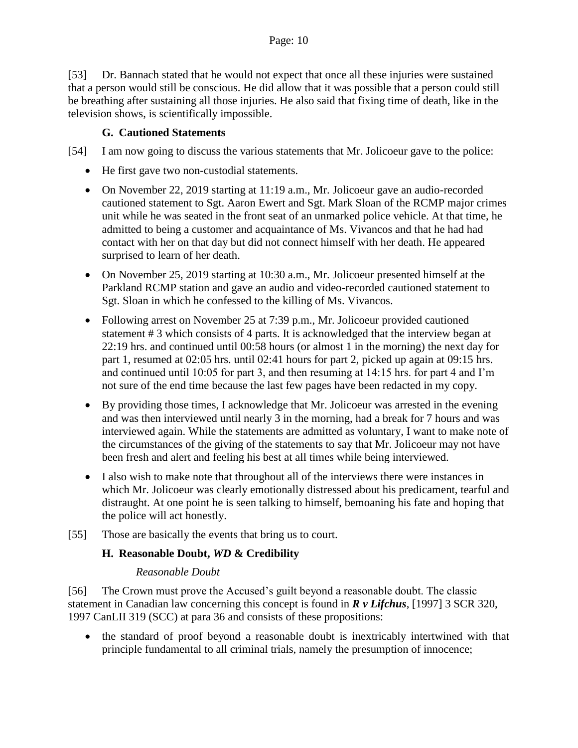[53] Dr. Bannach stated that he would not expect that once all these injuries were sustained that a person would still be conscious. He did allow that it was possible that a person could still be breathing after sustaining all those injuries. He also said that fixing time of death, like in the television shows, is scientifically impossible.

### G. Cautioned Statements

[54] I am now going to discuss the various statements that Mr. Jolicoeur gave to the police:

- He first gave two non-custodial statements.
- On November 22, 2019 starting at 11:19 a.m., Mr. Jolicoeur gave an audio-recorded cautioned statement to Sgt. Aaron Ewert and Sgt. Mark Sloan of the RCMP major crimes unit while he was seated in the front seat of an unmarked police vehicle. At that time, he admitted to being a customer and acquaintance of Ms. Vivancos and that he had had contact with her on that day but did not connect himself with her death. He appeared surprised to learn of her death.
- On November 25, 2019 starting at 10:30 a.m., Mr. Jolicoeur presented himself at the Parkland RCMP station and gave an audio and video-recorded cautioned statement to Sgt. Sloan in which he confessed to the killing of Ms. Vivancos.
- Following arrest on November 25 at 7:39 p.m., Mr. Jolicoeur provided cautioned statement # 3 which consists of 4 parts. It is acknowledged that the interview began at 22:19 hrs. and continued until 00:58 hours (or almost 1 in the morning) the next day for part 1, resumed at 02:05 hrs. until 02:41 hours for part 2, picked up again at 09:15 hrs. and continued until 10:05 for part 3, and then resuming at 14:15 hrs. for part 4 and I'm not sure of the end time because the last few pages have been redacted in my copy.
- By providing those times, I acknowledge that Mr. Jolicoeur was arrested in the evening and was then interviewed until nearly 3 in the morning, had a break for 7 hours and was interviewed again. While the statements are admitted as voluntary, I want to make note of the circumstances of the giving of the statements to say that Mr. Jolicoeur may not have been fresh and alert and feeling his best at all times while being interviewed.
- I also wish to make note that throughout all of the interviews there were instances in which Mr. Jolicoeur was clearly emotionally distressed about his predicament, tearful and distraught. At one point he is seen talking to himself, bemoaning his fate and hoping that the police will act honestly.

[55] Those are basically the events that bring us to court.

### H. Reasonable Doubt, *WD* & Credibility

*Reasonable Doubt*

[56] The Crown must prove the Accused's guilt beyond a reasonable doubt. The classic statement in Canadian law concerning this concept is found in ***R v Lifchus***, [1997] 3 SCR 320, 1997 CanLII 319 (SCC) at para 36 and consists of these propositions:

- the standard of proof beyond a reasonable doubt is inextricably intertwined with that principle fundamental to all criminal trials, namely the presumption of innocence;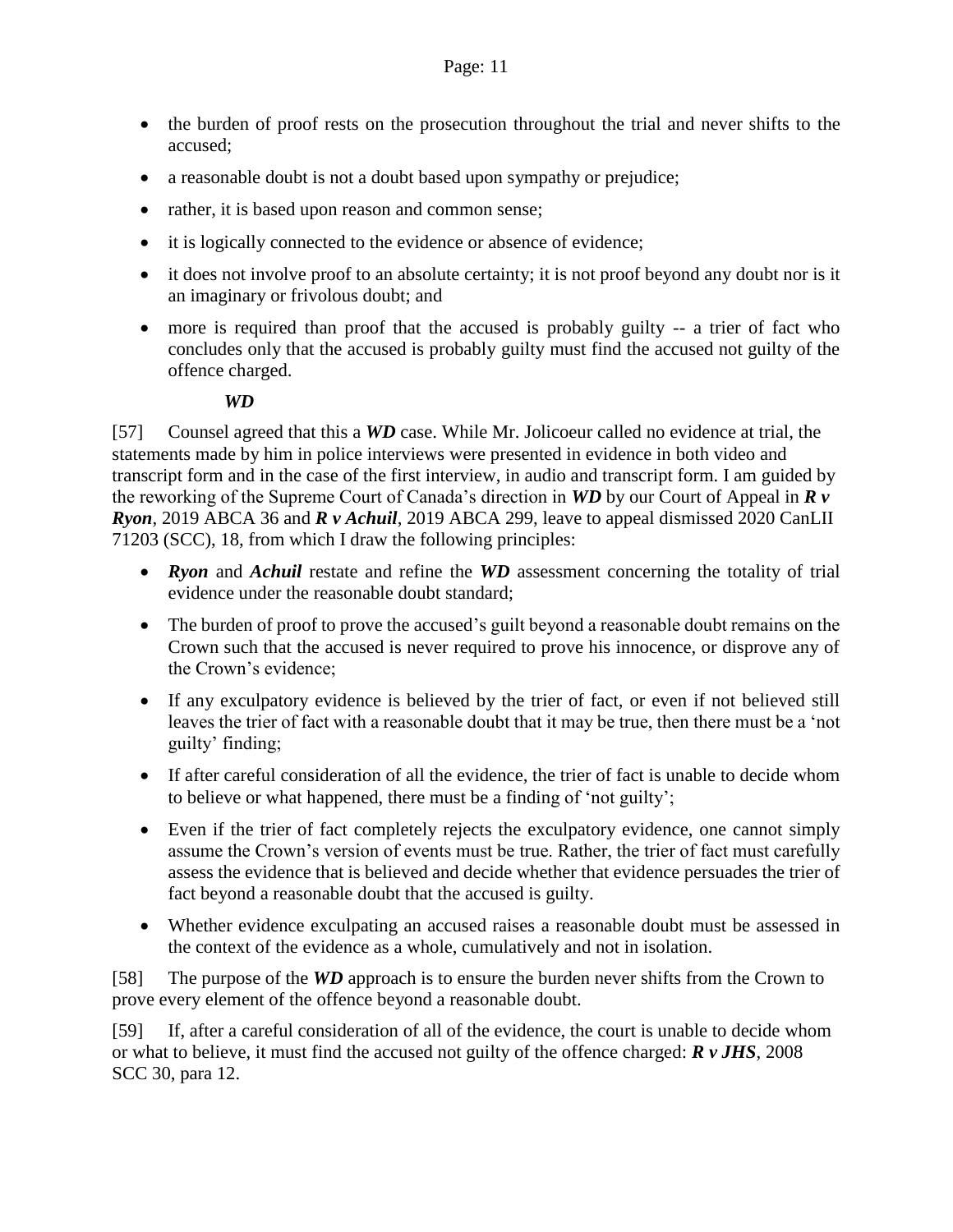- the burden of proof rests on the prosecution throughout the trial and never shifts to the accused;
- a reasonable doubt is not a doubt based upon sympathy or prejudice;
- rather, it is based upon reason and common sense;
- it is logically connected to the evidence or absence of evidence;
- it does not involve proof to an absolute certainty; it is not proof beyond any doubt nor is it an imaginary or frivolous doubt; and
- more is required than proof that the accused is probably guilty -- a trier of fact who concludes only that the accused is probably guilty must find the accused not guilty of the offence charged.

### ***WD***

[57] Counsel agreed that this a ***WD*** case. While Mr. Jolicoeur called no evidence at trial, the statements made by him in police interviews were presented in evidence in both video and transcript form and in the case of the first interview, in audio and transcript form. I am guided by the reworking of the Supreme Court of Canada's direction in ***WD*** by our Court of Appeal in ***R v Ryon***, 2019 ABCA 36 and ***R v Achuil***, 2019 ABCA 299, leave to appeal dismissed 2020 CanLII 71203 (SCC), 18, from which I draw the following principles:

- ***Ryon*** and ***Achuil*** restate and refine the ***WD*** assessment concerning the totality of trial evidence under the reasonable doubt standard;
- The burden of proof to prove the accused's guilt beyond a reasonable doubt remains on the Crown such that the accused is never required to prove his innocence, or disprove any of the Crown's evidence;
- If any exculpatory evidence is believed by the trier of fact, or even if not believed still leaves the trier of fact with a reasonable doubt that it may be true, then there must be a 'not guilty' finding;
- If after careful consideration of all the evidence, the trier of fact is unable to decide whom to believe or what happened, there must be a finding of 'not guilty';
- Even if the trier of fact completely rejects the exculpatory evidence, one cannot simply assume the Crown's version of events must be true. Rather, the trier of fact must carefully assess the evidence that is believed and decide whether that evidence persuades the trier of fact beyond a reasonable doubt that the accused is guilty.
- Whether evidence exculpating an accused raises a reasonable doubt must be assessed in the context of the evidence as a whole, cumulatively and not in isolation.

[58] The purpose of the ***WD*** approach is to ensure the burden never shifts from the Crown to prove every element of the offence beyond a reasonable doubt.

[59] If, after a careful consideration of all of the evidence, the court is unable to decide whom or what to believe, it must find the accused not guilty of the offence charged: ***R v JHS***, 2008 SCC 30, para 12.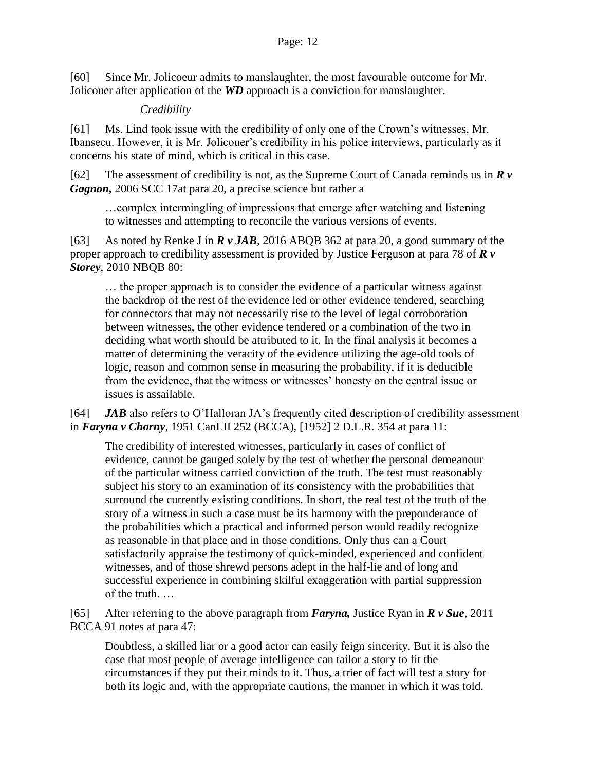[60] Since Mr. Jolicoeur admits to manslaughter, the most favourable outcome for Mr. Jolicouer after application of the ***WD*** approach is a conviction for manslaughter.

*Credibility*

[61] Ms. Lind took issue with the credibility of only one of the Crown's witnesses, Mr. Ibansecu. However, it is Mr. Jolicouer's credibility in his police interviews, particularly as it concerns his state of mind, which is critical in this case.

[62] The assessment of credibility is not, as the Supreme Court of Canada reminds us in ***R v Gagnon,*** 2006 SCC 17at para 20, a precise science but rather a

> …complex intermingling of impressions that emerge after watching and listening to witnesses and attempting to reconcile the various versions of events.

[63] As noted by Renke J in ***R v JAB***, 2016 ABQB 362 at para 20, a good summary of the proper approach to credibility assessment is provided by Justice Ferguson at para 78 of ***R v Storey***, 2010 NBQB 80:

> … the proper approach is to consider the evidence of a particular witness against the backdrop of the rest of the evidence led or other evidence tendered, searching for connectors that may not necessarily rise to the level of legal corroboration between witnesses, the other evidence tendered or a combination of the two in deciding what worth should be attributed to it. In the final analysis it becomes a matter of determining the veracity of the evidence utilizing the age-old tools of logic, reason and common sense in measuring the probability, if it is deducible from the evidence, that the witness or witnesses' honesty on the central issue or issues is assailable.

[64] ***JAB*** also refers to O'Halloran JA's frequently cited description of credibility assessment in ***Faryna v Chorny***, 1951 CanLII 252 (BCCA), [1952] 2 D.L.R. 354 at para 11:

> The credibility of interested witnesses, particularly in cases of conflict of evidence, cannot be gauged solely by the test of whether the personal demeanour of the particular witness carried conviction of the truth. The test must reasonably subject his story to an examination of its consistency with the probabilities that surround the currently existing conditions. In short, the real test of the truth of the story of a witness in such a case must be its harmony with the preponderance of the probabilities which a practical and informed person would readily recognize as reasonable in that place and in those conditions. Only thus can a Court satisfactorily appraise the testimony of quick-minded, experienced and confident witnesses, and of those shrewd persons adept in the half-lie and of long and successful experience in combining skilful exaggeration with partial suppression of the truth. …

[65] After referring to the above paragraph from ***Faryna,*** Justice Ryan in ***R v Sue***, 2011 BCCA 91 notes at para 47:

> Doubtless, a skilled liar or a good actor can easily feign sincerity. But it is also the case that most people of average intelligence can tailor a story to fit the circumstances if they put their minds to it. Thus, a trier of fact will test a story for both its logic and, with the appropriate cautions, the manner in which it was told.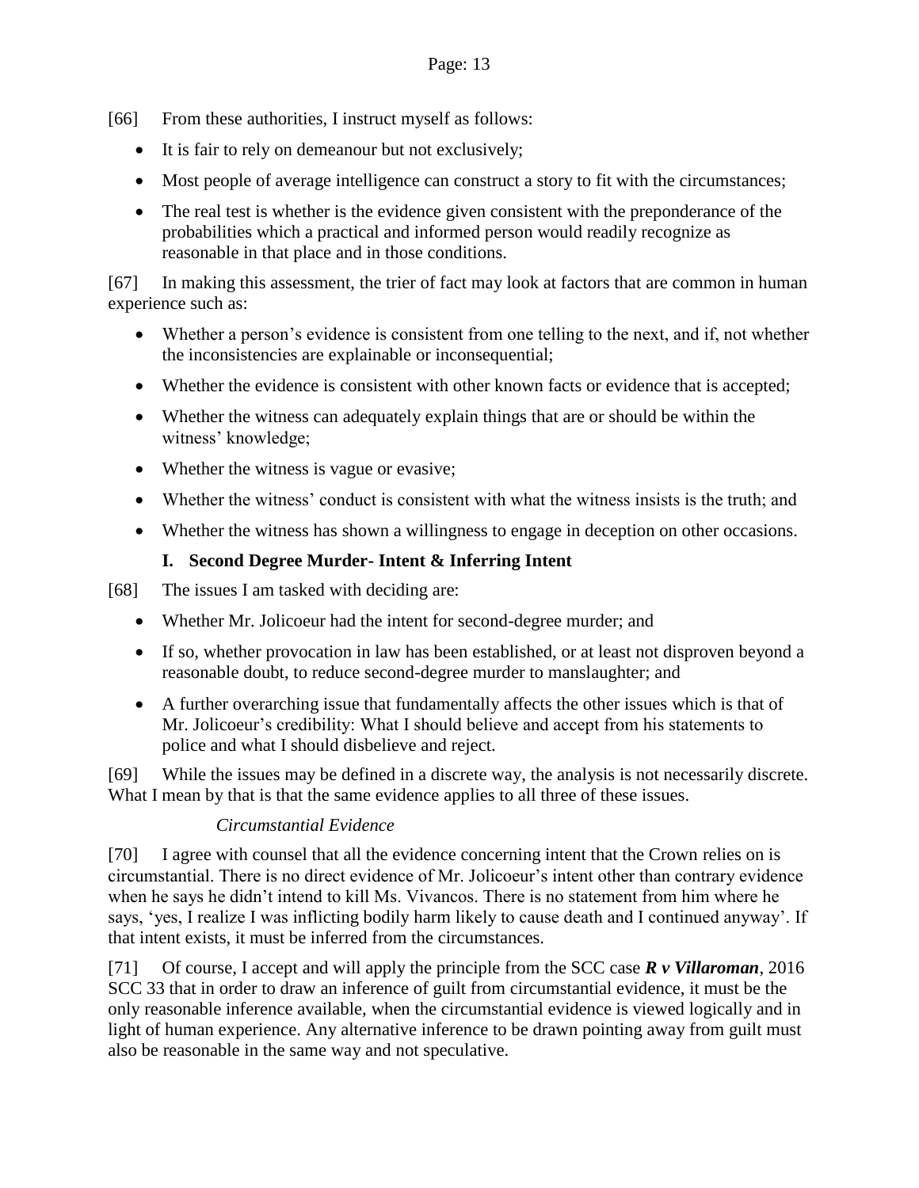[66] From these authorities, I instruct myself as follows:

- It is fair to rely on demeanour but not exclusively;
- Most people of average intelligence can construct a story to fit with the circumstances;
- The real test is whether is the evidence given consistent with the preponderance of the probabilities which a practical and informed person would readily recognize as reasonable in that place and in those conditions.

[67] In making this assessment, the trier of fact may look at factors that are common in human experience such as:

- Whether a person's evidence is consistent from one telling to the next, and if, not whether the inconsistencies are explainable or inconsequential;
- Whether the evidence is consistent with other known facts or evidence that is accepted;
- Whether the witness can adequately explain things that are or should be within the witness' knowledge;
- Whether the witness is vague or evasive;
- Whether the witness' conduct is consistent with what the witness insists is the truth; and
- Whether the witness has shown a willingness to engage in deception on other occasions.

### I. Second Degree Murder- Intent & Inferring Intent

[68] The issues I am tasked with deciding are:

- Whether Mr. Jolicoeur had the intent for second-degree murder; and
- If so, whether provocation in law has been established, or at least not disproven beyond a reasonable doubt, to reduce second-degree murder to manslaughter; and
- A further overarching issue that fundamentally affects the other issues which is that of Mr. Jolicoeur's credibility: What I should believe and accept from his statements to police and what I should disbelieve and reject.

[69] While the issues may be defined in a discrete way, the analysis is not necessarily discrete. What I mean by that is that the same evidence applies to all three of these issues.

*Circumstantial Evidence*

[70] I agree with counsel that all the evidence concerning intent that the Crown relies on is circumstantial. There is no direct evidence of Mr. Jolicoeur's intent other than contrary evidence when he says he didn't intend to kill Ms. Vivancos. There is no statement from him where he says, 'yes, I realize I was inflicting bodily harm likely to cause death and I continued anyway'. If that intent exists, it must be inferred from the circumstances.

[71] Of course, I accept and will apply the principle from the SCC case ***R v Villaroman***, 2016 SCC 33 that in order to draw an inference of guilt from circumstantial evidence, it must be the only reasonable inference available, when the circumstantial evidence is viewed logically and in light of human experience. Any alternative inference to be drawn pointing away from guilt must also be reasonable in the same way and not speculative.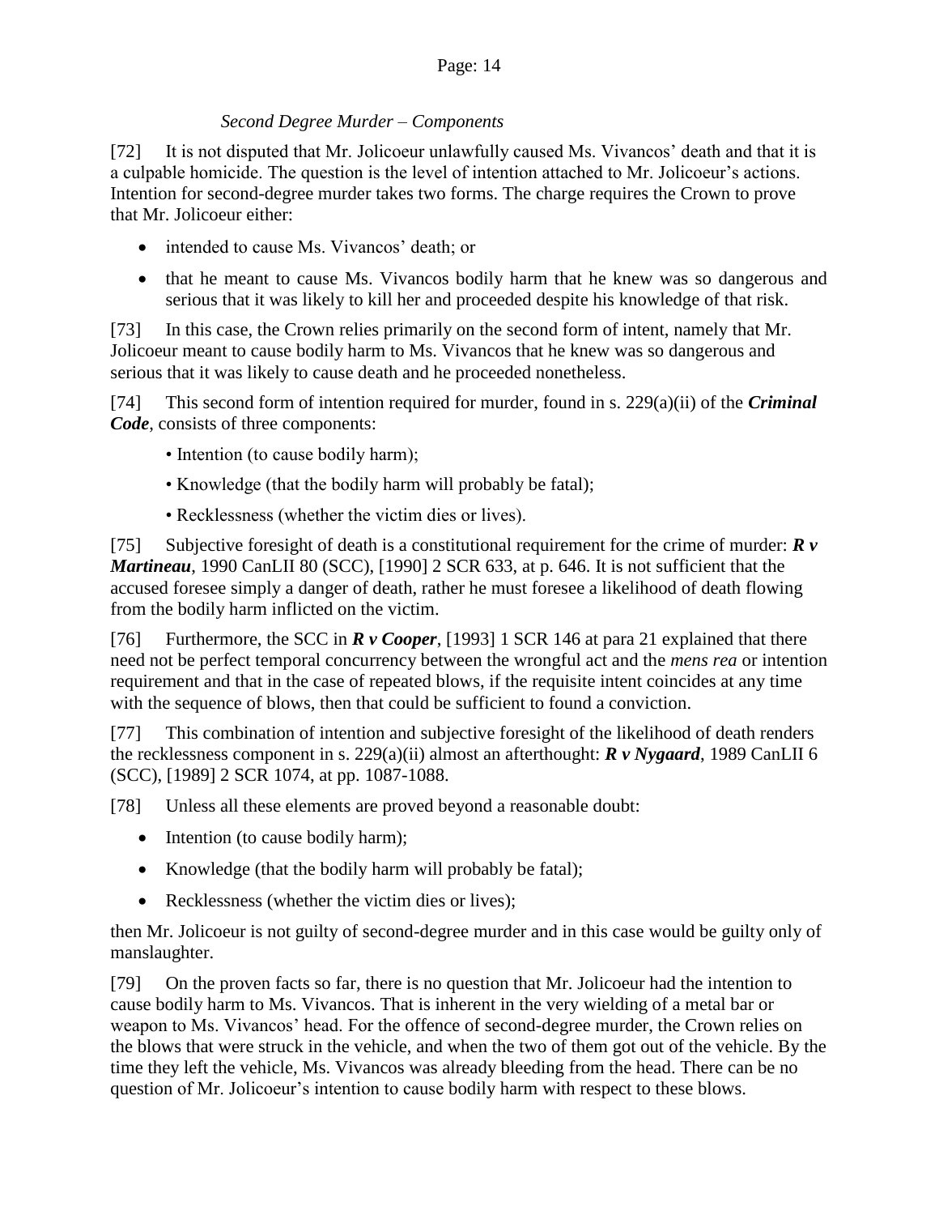*Second Degree Murder – Components*

[72] It is not disputed that Mr. Jolicoeur unlawfully caused Ms. Vivancos' death and that it is a culpable homicide. The question is the level of intention attached to Mr. Jolicoeur's actions. Intention for second-degree murder takes two forms. The charge requires the Crown to prove that Mr. Jolicoeur either:

- intended to cause Ms. Vivancos' death; or
- that he meant to cause Ms. Vivancos bodily harm that he knew was so dangerous and serious that it was likely to kill her and proceeded despite his knowledge of that risk.

[73] In this case, the Crown relies primarily on the second form of intent, namely that Mr. Jolicoeur meant to cause bodily harm to Ms. Vivancos that he knew was so dangerous and serious that it was likely to cause death and he proceeded nonetheless.

[74] This second form of intention required for murder, found in s. 229(a)(ii) of the ***Criminal Code***, consists of three components:

- Intention (to cause bodily harm);
- Knowledge (that the bodily harm will probably be fatal);
- Recklessness (whether the victim dies or lives).

[75] Subjective foresight of death is a constitutional requirement for the crime of murder: ***R v Martineau***, 1990 CanLII 80 (SCC), [1990] 2 SCR 633, at p. 646. It is not sufficient that the accused foresee simply a danger of death, rather he must foresee a likelihood of death flowing from the bodily harm inflicted on the victim.

[76] Furthermore, the SCC in ***R v Cooper***, [1993] 1 SCR 146 at para 21 explained that there need not be perfect temporal concurrency between the wrongful act and the *mens rea* or intention requirement and that in the case of repeated blows, if the requisite intent coincides at any time with the sequence of blows, then that could be sufficient to found a conviction.

[77] This combination of intention and subjective foresight of the likelihood of death renders the recklessness component in s. 229(a)(ii) almost an afterthought: ***R v Nygaard***, 1989 CanLII 6 (SCC), [1989] 2 SCR 1074, at pp. 1087-1088.

[78] Unless all these elements are proved beyond a reasonable doubt:

- Intention (to cause bodily harm);
- Knowledge (that the bodily harm will probably be fatal);
- Recklessness (whether the victim dies or lives);

then Mr. Jolicoeur is not guilty of second-degree murder and in this case would be guilty only of manslaughter.

[79] On the proven facts so far, there is no question that Mr. Jolicoeur had the intention to cause bodily harm to Ms. Vivancos. That is inherent in the very wielding of a metal bar or weapon to Ms. Vivancos' head. For the offence of second-degree murder, the Crown relies on the blows that were struck in the vehicle, and when the two of them got out of the vehicle. By the time they left the vehicle, Ms. Vivancos was already bleeding from the head. There can be no question of Mr. Jolicoeur's intention to cause bodily harm with respect to these blows.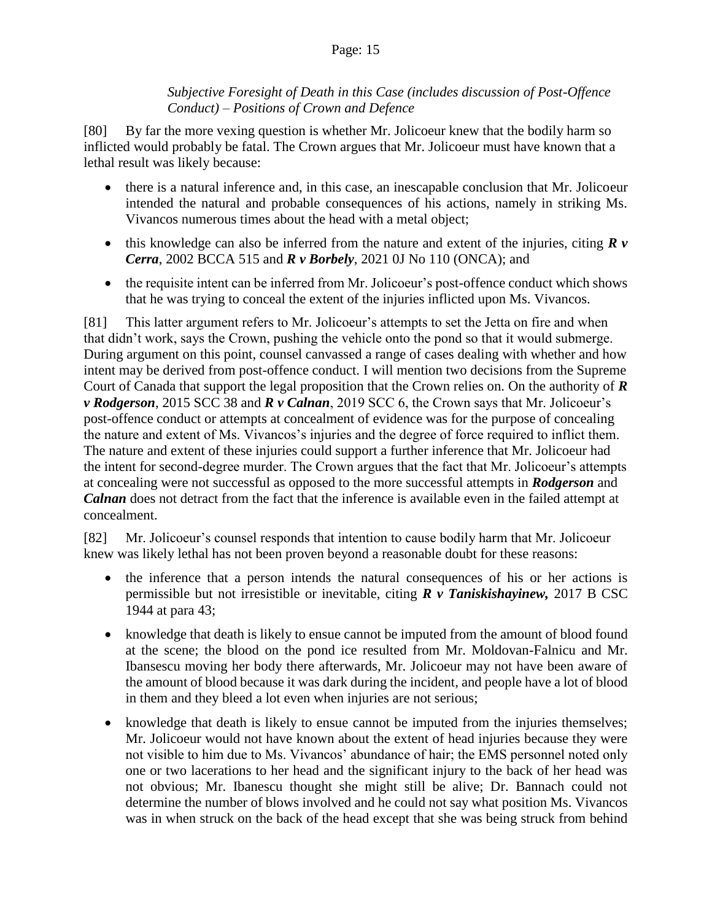*Subjective Foresight of Death in this Case (includes discussion of Post-Offence Conduct) – Positions of Crown and Defence*

[80] By far the more vexing question is whether Mr. Jolicoeur knew that the bodily harm so inflicted would probably be fatal. The Crown argues that Mr. Jolicoeur must have known that a lethal result was likely because:

- there is a natural inference and, in this case, an inescapable conclusion that Mr. Jolicoeur intended the natural and probable consequences of his actions, namely in striking Ms. Vivancos numerous times about the head with a metal object;
- this knowledge can also be inferred from the nature and extent of the injuries, citing ***R v Cerra***, 2002 BCCA 515 and ***R v Borbely***, 2021 0J No 110 (ONCA); and
- the requisite intent can be inferred from Mr. Jolicoeur's post-offence conduct which shows that he was trying to conceal the extent of the injuries inflicted upon Ms. Vivancos.

[81] This latter argument refers to Mr. Jolicoeur's attempts to set the Jetta on fire and when that didn't work, says the Crown, pushing the vehicle onto the pond so that it would submerge. During argument on this point, counsel canvassed a range of cases dealing with whether and how intent may be derived from post-offence conduct. I will mention two decisions from the Supreme Court of Canada that support the legal proposition that the Crown relies on. On the authority of ***R v Rodgerson***, 2015 SCC 38 and ***R v Calnan***, 2019 SCC 6, the Crown says that Mr. Jolicoeur's post-offence conduct or attempts at concealment of evidence was for the purpose of concealing the nature and extent of Ms. Vivancos's injuries and the degree of force required to inflict them. The nature and extent of these injuries could support a further inference that Mr. Jolicoeur had the intent for second-degree murder. The Crown argues that the fact that Mr. Jolicoeur's attempts at concealing were not successful as opposed to the more successful attempts in ***Rodgerson*** and ***Calnan*** does not detract from the fact that the inference is available even in the failed attempt at concealment.

[82] Mr. Jolicoeur's counsel responds that intention to cause bodily harm that Mr. Jolicoeur knew was likely lethal has not been proven beyond a reasonable doubt for these reasons:

- the inference that a person intends the natural consequences of his or her actions is permissible but not irresistible or inevitable, citing ***R v Taniskishayinew,*** 2017 B CSC 1944 at para 43;
- knowledge that death is likely to ensue cannot be imputed from the amount of blood found at the scene; the blood on the pond ice resulted from Mr. Moldovan-Falnicu and Mr. Ibansescu moving her body there afterwards, Mr. Jolicoeur may not have been aware of the amount of blood because it was dark during the incident, and people have a lot of blood in them and they bleed a lot even when injuries are not serious;
- knowledge that death is likely to ensue cannot be imputed from the injuries themselves; Mr. Jolicoeur would not have known about the extent of head injuries because they were not visible to him due to Ms. Vivancos' abundance of hair; the EMS personnel noted only one or two lacerations to her head and the significant injury to the back of her head was not obvious; Mr. Ibanescu thought she might still be alive; Dr. Bannach could not determine the number of blows involved and he could not say what position Ms. Vivancos was in when struck on the back of the head except that she was being struck from behind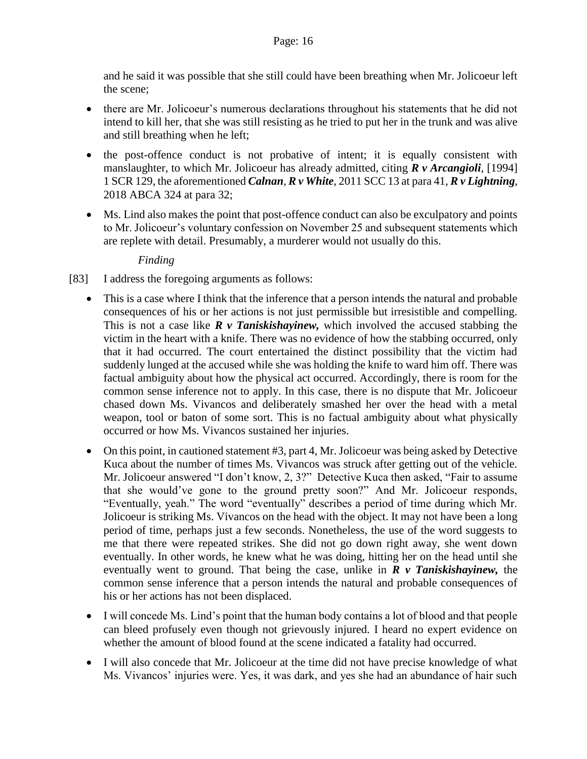and he said it was possible that she still could have been breathing when Mr. Jolicoeur left the scene;

- there are Mr. Jolicoeur's numerous declarations throughout his statements that he did not intend to kill her, that she was still resisting as he tried to put her in the trunk and was alive and still breathing when he left;
- the post-offence conduct is not probative of intent; it is equally consistent with manslaughter, to which Mr. Jolicoeur has already admitted, citing ***R v Arcangioli***, [1994] 1 SCR 129, the aforementioned ***Calnan***, ***R v White***, 2011 SCC 13 at para 41, ***R v Lightning***, 2018 ABCA 324 at para 32;
- Ms. Lind also makes the point that post-offence conduct can also be exculpatory and points to Mr. Jolicoeur's voluntary confession on November 25 and subsequent statements which are replete with detail. Presumably, a murderer would not usually do this.

*Finding*

[83] I address the foregoing arguments as follows:

- This is a case where I think that the inference that a person intends the natural and probable consequences of his or her actions is not just permissible but irresistible and compelling. This is not a case like ***R v Taniskishayinew,*** which involved the accused stabbing the victim in the heart with a knife. There was no evidence of how the stabbing occurred, only that it had occurred. The court entertained the distinct possibility that the victim had suddenly lunged at the accused while she was holding the knife to ward him off. There was factual ambiguity about how the physical act occurred. Accordingly, there is room for the common sense inference not to apply. In this case, there is no dispute that Mr. Jolicoeur chased down Ms. Vivancos and deliberately smashed her over the head with a metal weapon, tool or baton of some sort. This is no factual ambiguity about what physically occurred or how Ms. Vivancos sustained her injuries.
- On this point, in cautioned statement #3, part 4, Mr. Jolicoeur was being asked by Detective Kuca about the number of times Ms. Vivancos was struck after getting out of the vehicle. Mr. Jolicoeur answered "I don't know, 2, 3?" Detective Kuca then asked, "Fair to assume that she would've gone to the ground pretty soon?" And Mr. Jolicoeur responds, "Eventually, yeah." The word "eventually" describes a period of time during which Mr. Jolicoeur is striking Ms. Vivancos on the head with the object. It may not have been a long period of time, perhaps just a few seconds. Nonetheless, the use of the word suggests to me that there were repeated strikes. She did not go down right away, she went down eventually. In other words, he knew what he was doing, hitting her on the head until she eventually went to ground. That being the case, unlike in ***R v Taniskishayinew,*** the common sense inference that a person intends the natural and probable consequences of his or her actions has not been displaced.
- I will concede Ms. Lind's point that the human body contains a lot of blood and that people can bleed profusely even though not grievously injured. I heard no expert evidence on whether the amount of blood found at the scene indicated a fatality had occurred.
- I will also concede that Mr. Jolicoeur at the time did not have precise knowledge of what Ms. Vivancos' injuries were. Yes, it was dark, and yes she had an abundance of hair such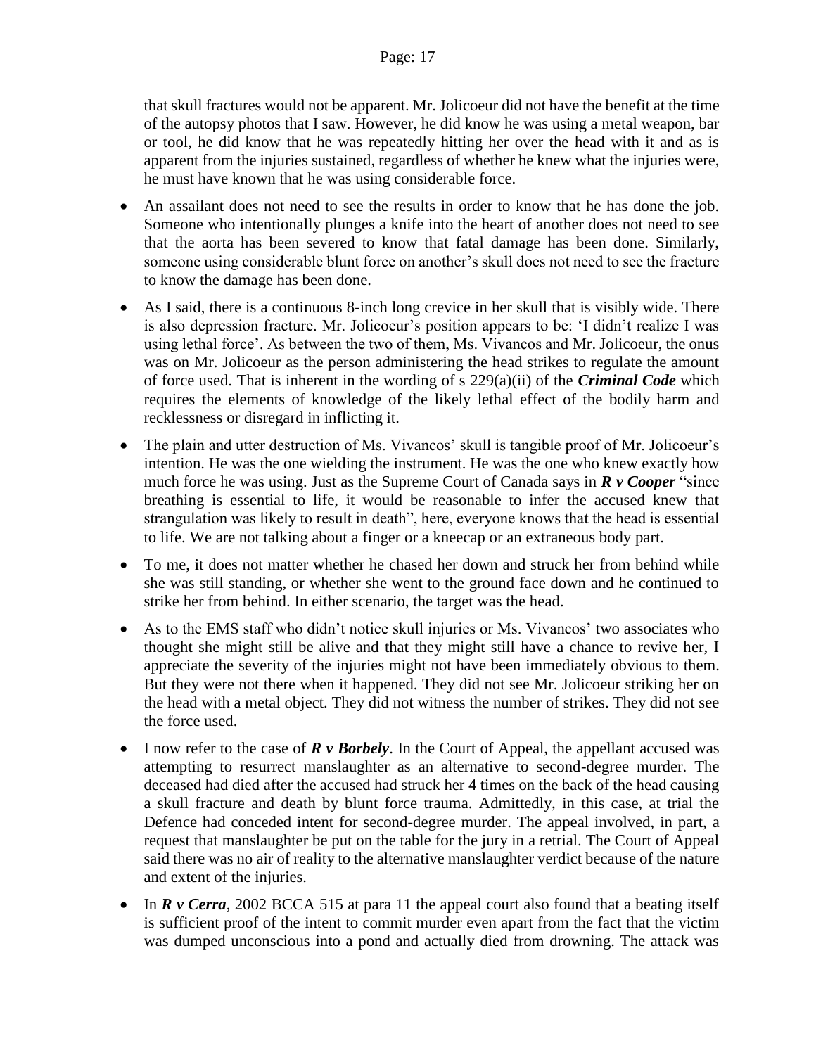that skull fractures would not be apparent. Mr. Jolicoeur did not have the benefit at the time of the autopsy photos that I saw. However, he did know he was using a metal weapon, bar or tool, he did know that he was repeatedly hitting her over the head with it and as is apparent from the injuries sustained, regardless of whether he knew what the injuries were, he must have known that he was using considerable force.

- An assailant does not need to see the results in order to know that he has done the job. Someone who intentionally plunges a knife into the heart of another does not need to see that the aorta has been severed to know that fatal damage has been done. Similarly, someone using considerable blunt force on another's skull does not need to see the fracture to know the damage has been done.

- As I said, there is a continuous 8-inch long crevice in her skull that is visibly wide. There is also depression fracture. Mr. Jolicoeur's position appears to be: 'I didn't realize I was using lethal force'. As between the two of them, Ms. Vivancos and Mr. Jolicoeur, the onus was on Mr. Jolicoeur as the person administering the head strikes to regulate the amount of force used. That is inherent in the wording of s 229(a)(ii) of the ***Criminal Code*** which requires the elements of knowledge of the likely lethal effect of the bodily harm and recklessness or disregard in inflicting it.

- The plain and utter destruction of Ms. Vivancos' skull is tangible proof of Mr. Jolicoeur's intention. He was the one wielding the instrument. He was the one who knew exactly how much force he was using. Just as the Supreme Court of Canada says in ***R v Cooper*** "since breathing is essential to life, it would be reasonable to infer the accused knew that strangulation was likely to result in death", here, everyone knows that the head is essential to life. We are not talking about a finger or a kneecap or an extraneous body part.

- To me, it does not matter whether he chased her down and struck her from behind while she was still standing, or whether she went to the ground face down and he continued to strike her from behind. In either scenario, the target was the head.

- As to the EMS staff who didn't notice skull injuries or Ms. Vivancos' two associates who thought she might still be alive and that they might still have a chance to revive her, I appreciate the severity of the injuries might not have been immediately obvious to them. But they were not there when it happened. They did not see Mr. Jolicoeur striking her on the head with a metal object. They did not witness the number of strikes. They did not see the force used.

- I now refer to the case of ***R v Borbely***. In the Court of Appeal, the appellant accused was attempting to resurrect manslaughter as an alternative to second-degree murder. The deceased had died after the accused had struck her 4 times on the back of the head causing a skull fracture and death by blunt force trauma. Admittedly, in this case, at trial the Defence had conceded intent for second-degree murder. The appeal involved, in part, a request that manslaughter be put on the table for the jury in a retrial. The Court of Appeal said there was no air of reality to the alternative manslaughter verdict because of the nature and extent of the injuries.

- In ***R v Cerra***, 2002 BCCA 515 at para 11 the appeal court also found that a beating itself is sufficient proof of the intent to commit murder even apart from the fact that the victim was dumped unconscious into a pond and actually died from drowning. The attack was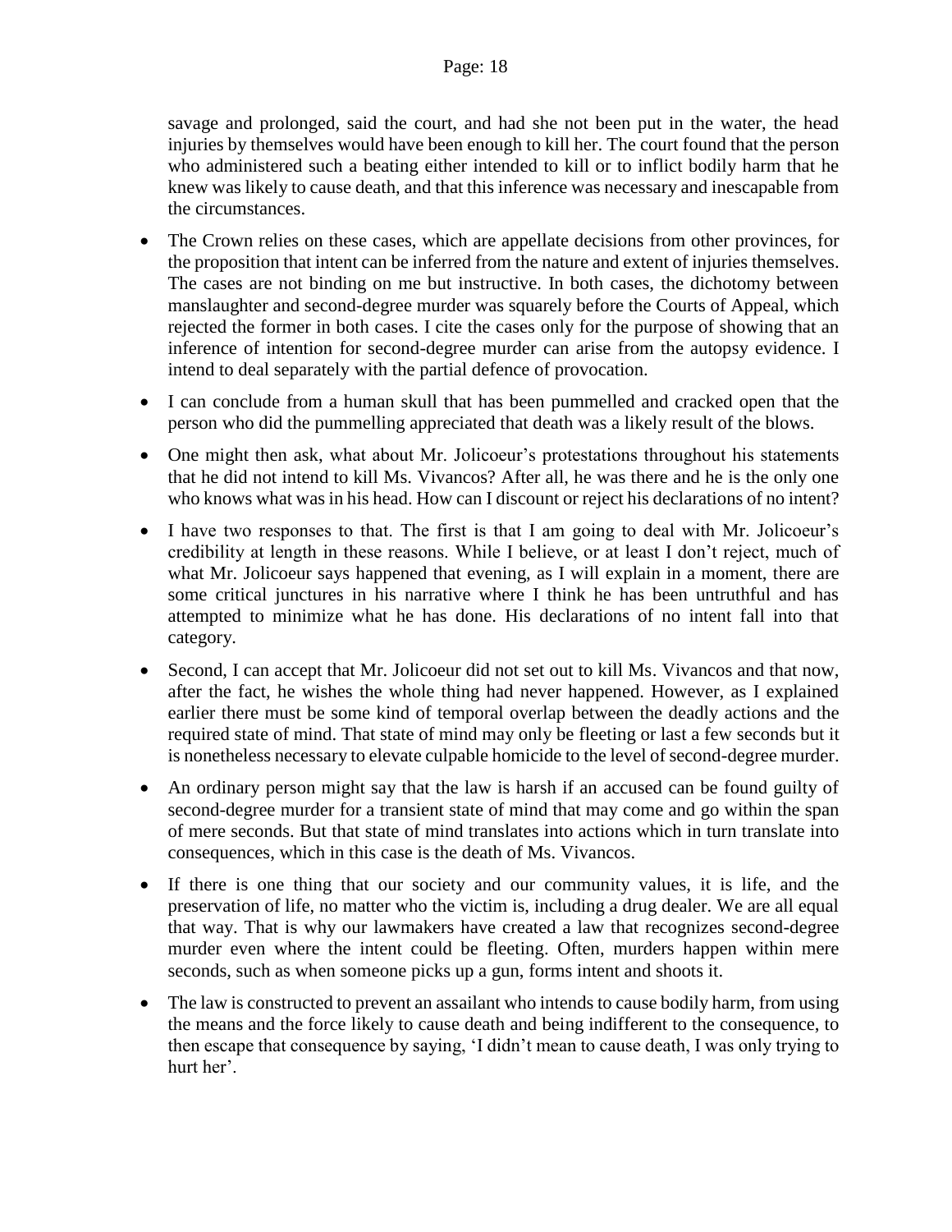savage and prolonged, said the court, and had she not been put in the water, the head injuries by themselves would have been enough to kill her. The court found that the person who administered such a beating either intended to kill or to inflict bodily harm that he knew was likely to cause death, and that this inference was necessary and inescapable from the circumstances.

- The Crown relies on these cases, which are appellate decisions from other provinces, for the proposition that intent can be inferred from the nature and extent of injuries themselves. The cases are not binding on me but instructive. In both cases, the dichotomy between manslaughter and second-degree murder was squarely before the Courts of Appeal, which rejected the former in both cases. I cite the cases only for the purpose of showing that an inference of intention for second-degree murder can arise from the autopsy evidence. I intend to deal separately with the partial defence of provocation.

- I can conclude from a human skull that has been pummelled and cracked open that the person who did the pummelling appreciated that death was a likely result of the blows.

- One might then ask, what about Mr. Jolicoeur's protestations throughout his statements that he did not intend to kill Ms. Vivancos? After all, he was there and he is the only one who knows what was in his head. How can I discount or reject his declarations of no intent?

- I have two responses to that. The first is that I am going to deal with Mr. Jolicoeur's credibility at length in these reasons. While I believe, or at least I don't reject, much of what Mr. Jolicoeur says happened that evening, as I will explain in a moment, there are some critical junctures in his narrative where I think he has been untruthful and has attempted to minimize what he has done. His declarations of no intent fall into that category.

- Second, I can accept that Mr. Jolicoeur did not set out to kill Ms. Vivancos and that now, after the fact, he wishes the whole thing had never happened. However, as I explained earlier there must be some kind of temporal overlap between the deadly actions and the required state of mind. That state of mind may only be fleeting or last a few seconds but it is nonetheless necessary to elevate culpable homicide to the level of second-degree murder.

- An ordinary person might say that the law is harsh if an accused can be found guilty of second-degree murder for a transient state of mind that may come and go within the span of mere seconds. But that state of mind translates into actions which in turn translate into consequences, which in this case is the death of Ms. Vivancos.

- If there is one thing that our society and our community values, it is life, and the preservation of life, no matter who the victim is, including a drug dealer. We are all equal that way. That is why our lawmakers have created a law that recognizes second-degree murder even where the intent could be fleeting. Often, murders happen within mere seconds, such as when someone picks up a gun, forms intent and shoots it.

- The law is constructed to prevent an assailant who intends to cause bodily harm, from using the means and the force likely to cause death and being indifferent to the consequence, to then escape that consequence by saying, 'I didn't mean to cause death, I was only trying to hurt her'.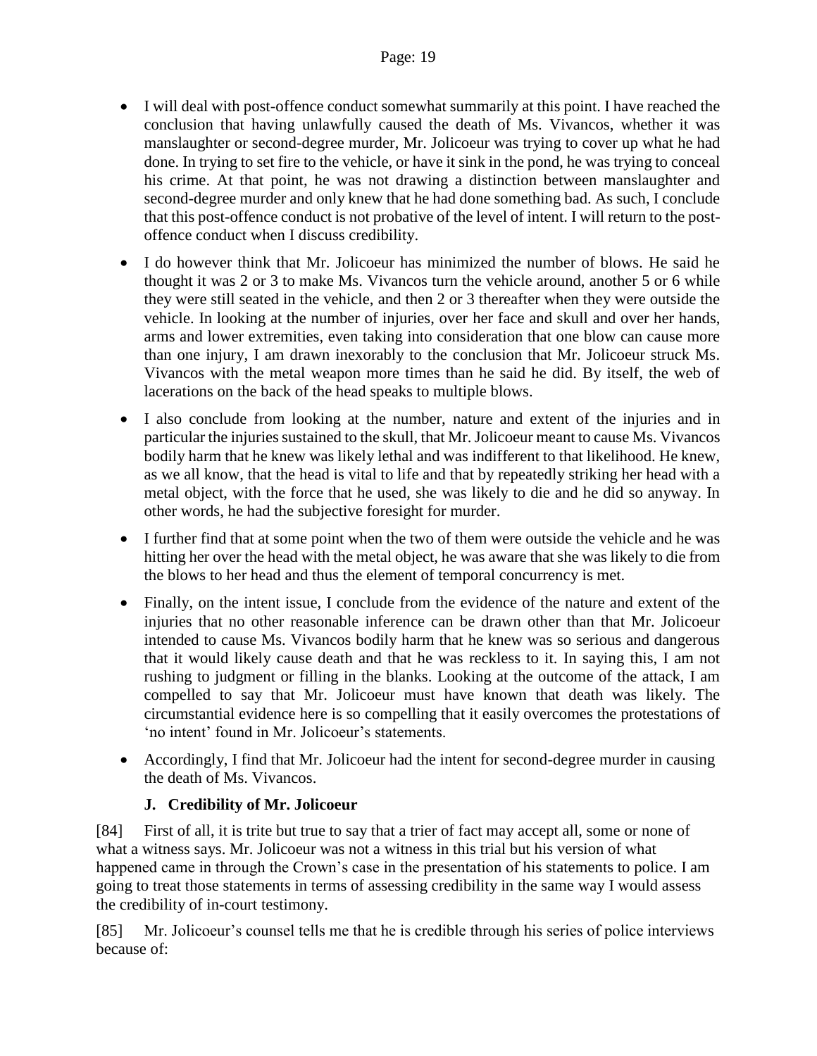- I will deal with post-offence conduct somewhat summarily at this point. I have reached the conclusion that having unlawfully caused the death of Ms. Vivancos, whether it was manslaughter or second-degree murder, Mr. Jolicoeur was trying to cover up what he had done. In trying to set fire to the vehicle, or have it sink in the pond, he was trying to conceal his crime. At that point, he was not drawing a distinction between manslaughter and second-degree murder and only knew that he had done something bad. As such, I conclude that this post-offence conduct is not probative of the level of intent. I will return to the post-offence conduct when I discuss credibility.

- I do however think that Mr. Jolicoeur has minimized the number of blows. He said he thought it was 2 or 3 to make Ms. Vivancos turn the vehicle around, another 5 or 6 while they were still seated in the vehicle, and then 2 or 3 thereafter when they were outside the vehicle. In looking at the number of injuries, over her face and skull and over her hands, arms and lower extremities, even taking into consideration that one blow can cause more than one injury, I am drawn inexorably to the conclusion that Mr. Jolicoeur struck Ms. Vivancos with the metal weapon more times than he said he did. By itself, the web of lacerations on the back of the head speaks to multiple blows.

- I also conclude from looking at the number, nature and extent of the injuries and in particular the injuries sustained to the skull, that Mr. Jolicoeur meant to cause Ms. Vivancos bodily harm that he knew was likely lethal and was indifferent to that likelihood. He knew, as we all know, that the head is vital to life and that by repeatedly striking her head with a metal object, with the force that he used, she was likely to die and he did so anyway. In other words, he had the subjective foresight for murder.

- I further find that at some point when the two of them were outside the vehicle and he was hitting her over the head with the metal object, he was aware that she was likely to die from the blows to her head and thus the element of temporal concurrency is met.

- Finally, on the intent issue, I conclude from the evidence of the nature and extent of the injuries that no other reasonable inference can be drawn other than that Mr. Jolicoeur intended to cause Ms. Vivancos bodily harm that he knew was so serious and dangerous that it would likely cause death and that he was reckless to it. In saying this, I am not rushing to judgment or filling in the blanks. Looking at the outcome of the attack, I am compelled to say that Mr. Jolicoeur must have known that death was likely. The circumstantial evidence here is so compelling that it easily overcomes the protestations of 'no intent' found in Mr. Jolicoeur's statements.

- Accordingly, I find that Mr. Jolicoeur had the intent for second-degree murder in causing the death of Ms. Vivancos.

### J. Credibility of Mr. Jolicoeur

[84] First of all, it is trite but true to say that a trier of fact may accept all, some or none of what a witness says. Mr. Jolicoeur was not a witness in this trial but his version of what happened came in through the Crown's case in the presentation of his statements to police. I am going to treat those statements in terms of assessing credibility in the same way I would assess the credibility of in-court testimony.

[85] Mr. Jolicoeur's counsel tells me that he is credible through his series of police interviews because of: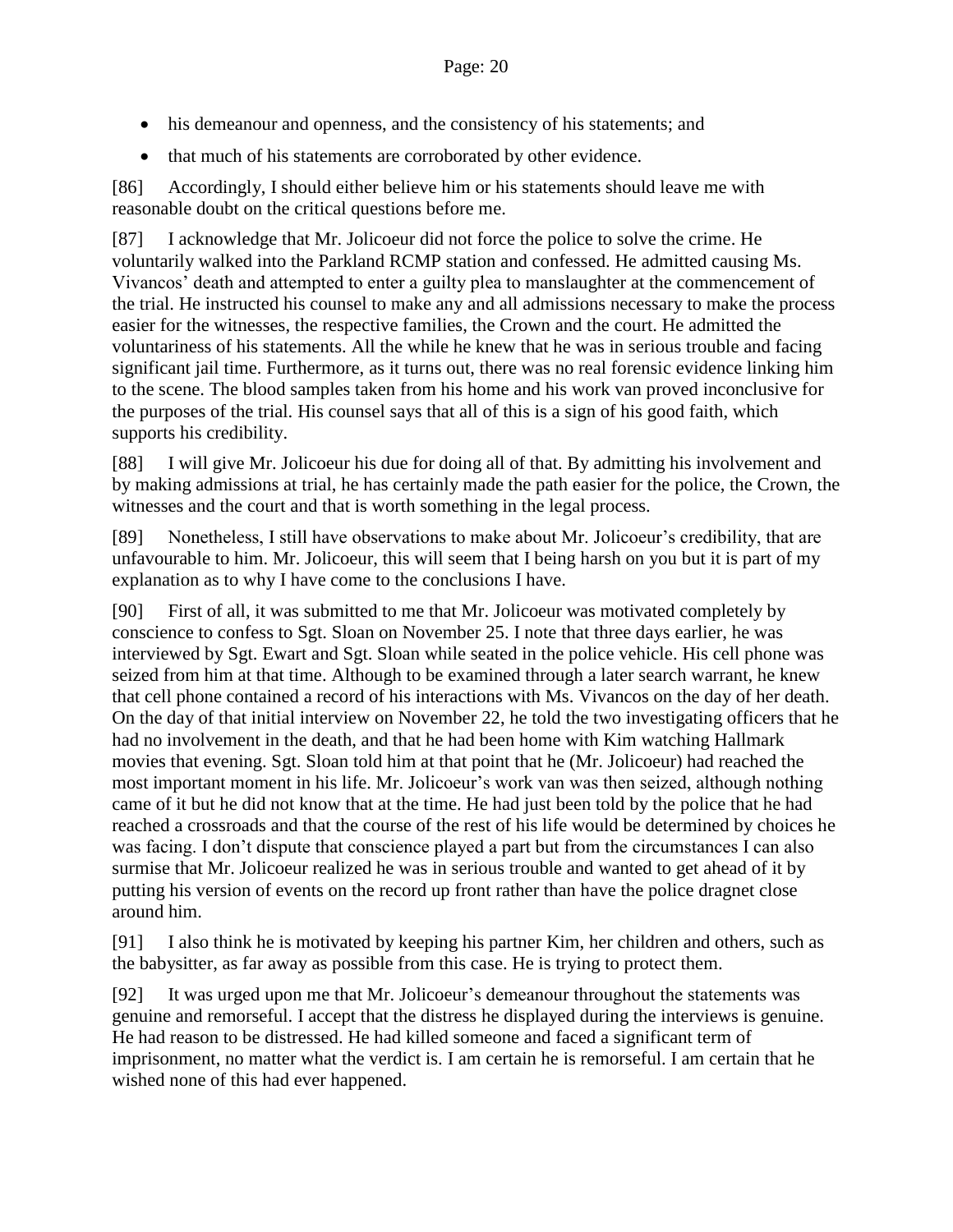- his demeanour and openness, and the consistency of his statements; and
- that much of his statements are corroborated by other evidence.

[86] Accordingly, I should either believe him or his statements should leave me with reasonable doubt on the critical questions before me.

[87] I acknowledge that Mr. Jolicoeur did not force the police to solve the crime. He voluntarily walked into the Parkland RCMP station and confessed. He admitted causing Ms. Vivancos' death and attempted to enter a guilty plea to manslaughter at the commencement of the trial. He instructed his counsel to make any and all admissions necessary to make the process easier for the witnesses, the respective families, the Crown and the court. He admitted the voluntariness of his statements. All the while he knew that he was in serious trouble and facing significant jail time. Furthermore, as it turns out, there was no real forensic evidence linking him to the scene. The blood samples taken from his home and his work van proved inconclusive for the purposes of the trial. His counsel says that all of this is a sign of his good faith, which supports his credibility.

[88] I will give Mr. Jolicoeur his due for doing all of that. By admitting his involvement and by making admissions at trial, he has certainly made the path easier for the police, the Crown, the witnesses and the court and that is worth something in the legal process.

[89] Nonetheless, I still have observations to make about Mr. Jolicoeur's credibility, that are unfavourable to him. Mr. Jolicoeur, this will seem that I being harsh on you but it is part of my explanation as to why I have come to the conclusions I have.

[90] First of all, it was submitted to me that Mr. Jolicoeur was motivated completely by conscience to confess to Sgt. Sloan on November 25. I note that three days earlier, he was interviewed by Sgt. Ewart and Sgt. Sloan while seated in the police vehicle. His cell phone was seized from him at that time. Although to be examined through a later search warrant, he knew that cell phone contained a record of his interactions with Ms. Vivancos on the day of her death. On the day of that initial interview on November 22, he told the two investigating officers that he had no involvement in the death, and that he had been home with Kim watching Hallmark movies that evening. Sgt. Sloan told him at that point that he (Mr. Jolicoeur) had reached the most important moment in his life. Mr. Jolicoeur's work van was then seized, although nothing came of it but he did not know that at the time. He had just been told by the police that he had reached a crossroads and that the course of the rest of his life would be determined by choices he was facing. I don't dispute that conscience played a part but from the circumstances I can also surmise that Mr. Jolicoeur realized he was in serious trouble and wanted to get ahead of it by putting his version of events on the record up front rather than have the police dragnet close around him.

[91] I also think he is motivated by keeping his partner Kim, her children and others, such as the babysitter, as far away as possible from this case. He is trying to protect them.

[92] It was urged upon me that Mr. Jolicoeur's demeanour throughout the statements was genuine and remorseful. I accept that the distress he displayed during the interviews is genuine. He had reason to be distressed. He had killed someone and faced a significant term of imprisonment, no matter what the verdict is. I am certain he is remorseful. I am certain that he wished none of this had ever happened.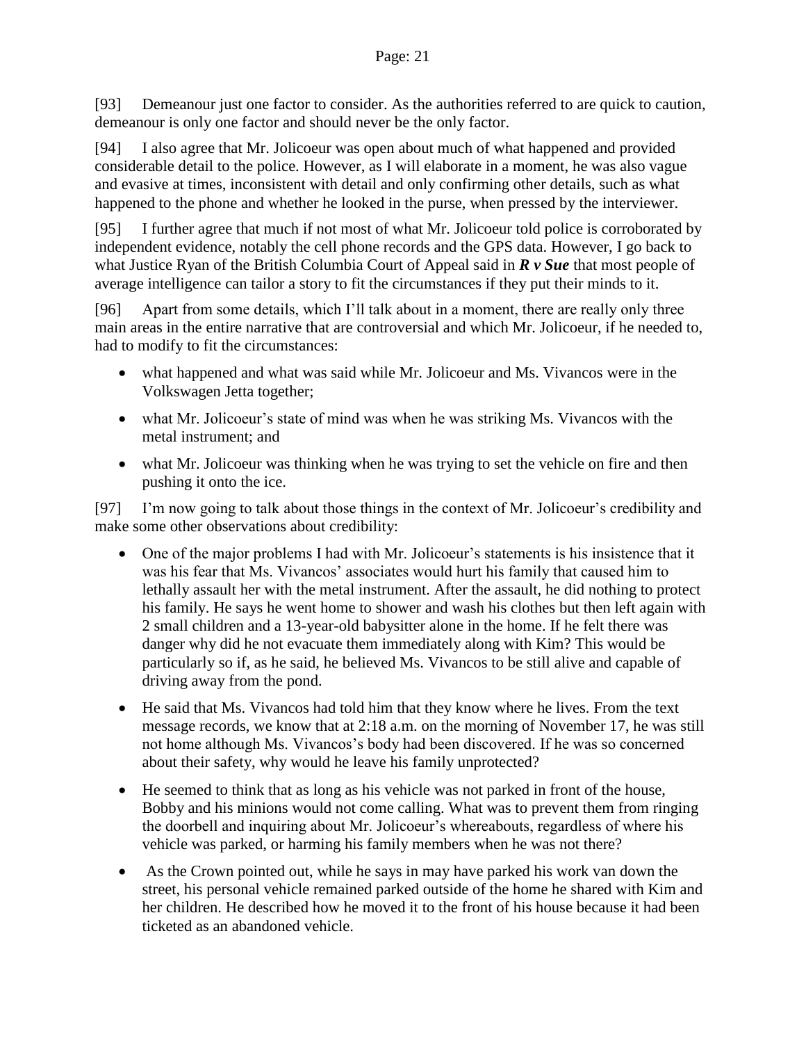[93] Demeanour just one factor to consider. As the authorities referred to are quick to caution, demeanour is only one factor and should never be the only factor.

[94] I also agree that Mr. Jolicoeur was open about much of what happened and provided considerable detail to the police. However, as I will elaborate in a moment, he was also vague and evasive at times, inconsistent with detail and only confirming other details, such as what happened to the phone and whether he looked in the purse, when pressed by the interviewer.

[95] I further agree that much if not most of what Mr. Jolicoeur told police is corroborated by independent evidence, notably the cell phone records and the GPS data. However, I go back to what Justice Ryan of the British Columbia Court of Appeal said in ***R v Sue*** that most people of average intelligence can tailor a story to fit the circumstances if they put their minds to it.

[96] Apart from some details, which I'll talk about in a moment, there are really only three main areas in the entire narrative that are controversial and which Mr. Jolicoeur, if he needed to, had to modify to fit the circumstances:

- what happened and what was said while Mr. Jolicoeur and Ms. Vivancos were in the Volkswagen Jetta together;
- what Mr. Jolicoeur's state of mind was when he was striking Ms. Vivancos with the metal instrument; and
- what Mr. Jolicoeur was thinking when he was trying to set the vehicle on fire and then pushing it onto the ice.

[97] I'm now going to talk about those things in the context of Mr. Jolicoeur's credibility and make some other observations about credibility:

- One of the major problems I had with Mr. Jolicoeur's statements is his insistence that it was his fear that Ms. Vivancos' associates would hurt his family that caused him to lethally assault her with the metal instrument. After the assault, he did nothing to protect his family. He says he went home to shower and wash his clothes but then left again with 2 small children and a 13-year-old babysitter alone in the home. If he felt there was danger why did he not evacuate them immediately along with Kim? This would be particularly so if, as he said, he believed Ms. Vivancos to be still alive and capable of driving away from the pond.
- He said that Ms. Vivancos had told him that they know where he lives. From the text message records, we know that at 2:18 a.m. on the morning of November 17, he was still not home although Ms. Vivancos's body had been discovered. If he was so concerned about their safety, why would he leave his family unprotected?
- He seemed to think that as long as his vehicle was not parked in front of the house, Bobby and his minions would not come calling. What was to prevent them from ringing the doorbell and inquiring about Mr. Jolicoeur's whereabouts, regardless of where his vehicle was parked, or harming his family members when he was not there?
- As the Crown pointed out, while he says in may have parked his work van down the street, his personal vehicle remained parked outside of the home he shared with Kim and her children. He described how he moved it to the front of his house because it had been ticketed as an abandoned vehicle.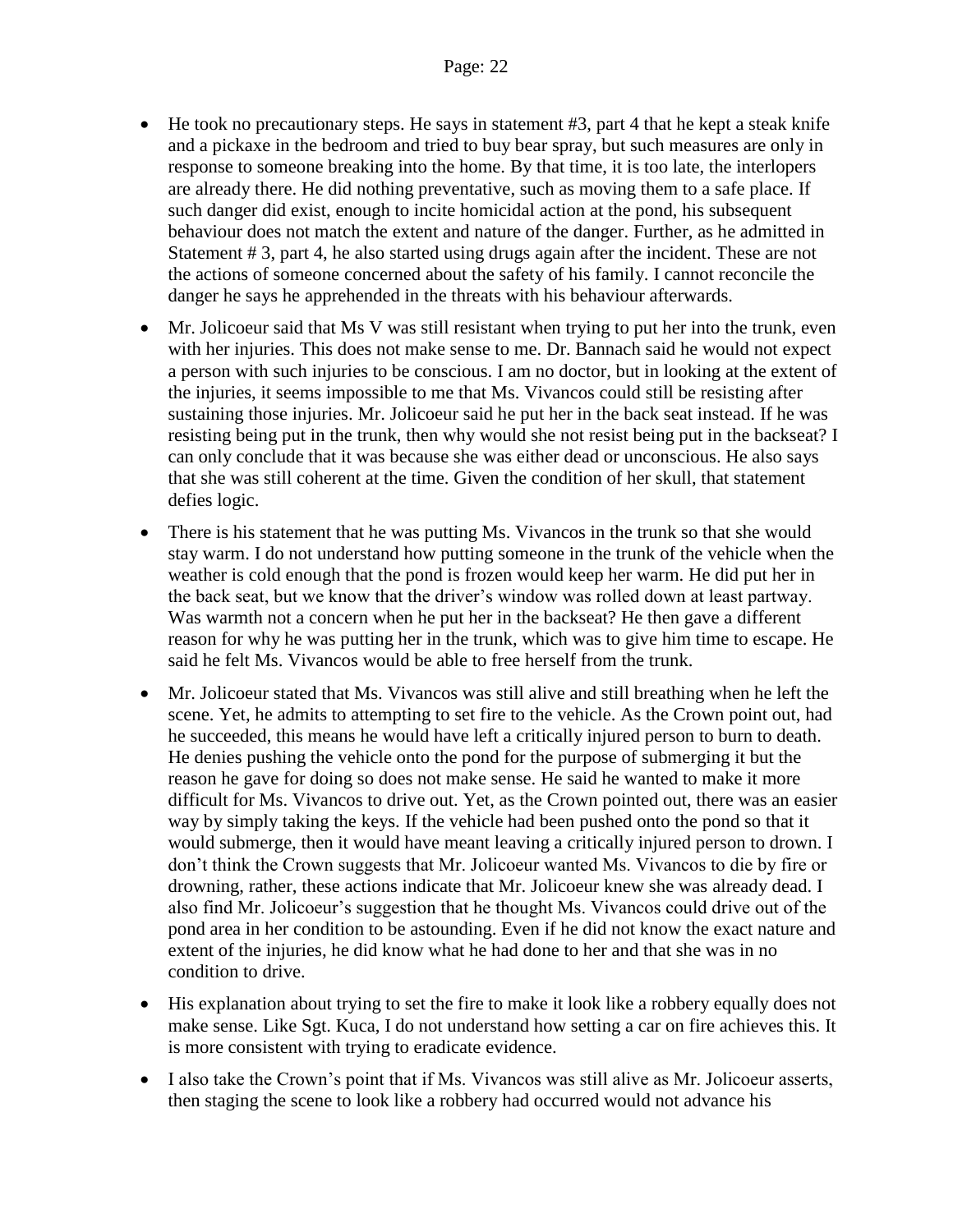- He took no precautionary steps. He says in statement #3, part 4 that he kept a steak knife and a pickaxe in the bedroom and tried to buy bear spray, but such measures are only in response to someone breaking into the home. By that time, it is too late, the interlopers are already there. He did nothing preventative, such as moving them to a safe place. If such danger did exist, enough to incite homicidal action at the pond, his subsequent behaviour does not match the extent and nature of the danger. Further, as he admitted in Statement # 3, part 4, he also started using drugs again after the incident. These are not the actions of someone concerned about the safety of his family. I cannot reconcile the danger he says he apprehended in the threats with his behaviour afterwards.

- Mr. Jolicoeur said that Ms V was still resistant when trying to put her into the trunk, even with her injuries. This does not make sense to me. Dr. Bannach said he would not expect a person with such injuries to be conscious. I am no doctor, but in looking at the extent of the injuries, it seems impossible to me that Ms. Vivancos could still be resisting after sustaining those injuries. Mr. Jolicoeur said he put her in the back seat instead. If he was resisting being put in the trunk, then why would she not resist being put in the backseat? I can only conclude that it was because she was either dead or unconscious. He also says that she was still coherent at the time. Given the condition of her skull, that statement defies logic.

- There is his statement that he was putting Ms. Vivancos in the trunk so that she would stay warm. I do not understand how putting someone in the trunk of the vehicle when the weather is cold enough that the pond is frozen would keep her warm. He did put her in the back seat, but we know that the driver's window was rolled down at least partway. Was warmth not a concern when he put her in the backseat? He then gave a different reason for why he was putting her in the trunk, which was to give him time to escape. He said he felt Ms. Vivancos would be able to free herself from the trunk.

- Mr. Jolicoeur stated that Ms. Vivancos was still alive and still breathing when he left the scene. Yet, he admits to attempting to set fire to the vehicle. As the Crown point out, had he succeeded, this means he would have left a critically injured person to burn to death. He denies pushing the vehicle onto the pond for the purpose of submerging it but the reason he gave for doing so does not make sense. He said he wanted to make it more difficult for Ms. Vivancos to drive out. Yet, as the Crown pointed out, there was an easier way by simply taking the keys. If the vehicle had been pushed onto the pond so that it would submerge, then it would have meant leaving a critically injured person to drown. I don't think the Crown suggests that Mr. Jolicoeur wanted Ms. Vivancos to die by fire or drowning, rather, these actions indicate that Mr. Jolicoeur knew she was already dead. I also find Mr. Jolicoeur's suggestion that he thought Ms. Vivancos could drive out of the pond area in her condition to be astounding. Even if he did not know the exact nature and extent of the injuries, he did know what he had done to her and that she was in no condition to drive.

- His explanation about trying to set the fire to make it look like a robbery equally does not make sense. Like Sgt. Kuca, I do not understand how setting a car on fire achieves this. It is more consistent with trying to eradicate evidence.

- I also take the Crown's point that if Ms. Vivancos was still alive as Mr. Jolicoeur asserts, then staging the scene to look like a robbery had occurred would not advance his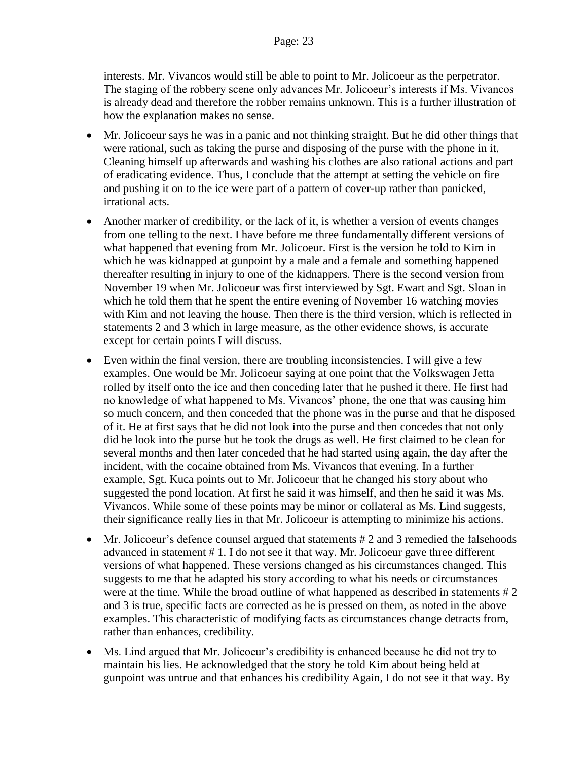interests. Mr. Vivancos would still be able to point to Mr. Jolicoeur as the perpetrator. The staging of the robbery scene only advances Mr. Jolicoeur's interests if Ms. Vivancos is already dead and therefore the robber remains unknown. This is a further illustration of how the explanation makes no sense.

- Mr. Jolicoeur says he was in a panic and not thinking straight. But he did other things that were rational, such as taking the purse and disposing of the purse with the phone in it. Cleaning himself up afterwards and washing his clothes are also rational actions and part of eradicating evidence. Thus, I conclude that the attempt at setting the vehicle on fire and pushing it on to the ice were part of a pattern of cover-up rather than panicked, irrational acts.

- Another marker of credibility, or the lack of it, is whether a version of events changes from one telling to the next. I have before me three fundamentally different versions of what happened that evening from Mr. Jolicoeur. First is the version he told to Kim in which he was kidnapped at gunpoint by a male and a female and something happened thereafter resulting in injury to one of the kidnappers. There is the second version from November 19 when Mr. Jolicoeur was first interviewed by Sgt. Ewart and Sgt. Sloan in which he told them that he spent the entire evening of November 16 watching movies with Kim and not leaving the house. Then there is the third version, which is reflected in statements 2 and 3 which in large measure, as the other evidence shows, is accurate except for certain points I will discuss.

- Even within the final version, there are troubling inconsistencies. I will give a few examples. One would be Mr. Jolicoeur saying at one point that the Volkswagen Jetta rolled by itself onto the ice and then conceding later that he pushed it there. He first had no knowledge of what happened to Ms. Vivancos' phone, the one that was causing him so much concern, and then conceded that the phone was in the purse and that he disposed of it. He at first says that he did not look into the purse and then concedes that not only did he look into the purse but he took the drugs as well. He first claimed to be clean for several months and then later conceded that he had started using again, the day after the incident, with the cocaine obtained from Ms. Vivancos that evening. In a further example, Sgt. Kuca points out to Mr. Jolicoeur that he changed his story about who suggested the pond location. At first he said it was himself, and then he said it was Ms. Vivancos. While some of these points may be minor or collateral as Ms. Lind suggests, their significance really lies in that Mr. Jolicoeur is attempting to minimize his actions.

- Mr. Jolicoeur's defence counsel argued that statements # 2 and 3 remedied the falsehoods advanced in statement # 1. I do not see it that way. Mr. Jolicoeur gave three different versions of what happened. These versions changed as his circumstances changed. This suggests to me that he adapted his story according to what his needs or circumstances were at the time. While the broad outline of what happened as described in statements # 2 and 3 is true, specific facts are corrected as he is pressed on them, as noted in the above examples. This characteristic of modifying facts as circumstances change detracts from, rather than enhances, credibility.

- Ms. Lind argued that Mr. Jolicoeur's credibility is enhanced because he did not try to maintain his lies. He acknowledged that the story he told Kim about being held at gunpoint was untrue and that enhances his credibility Again, I do not see it that way. By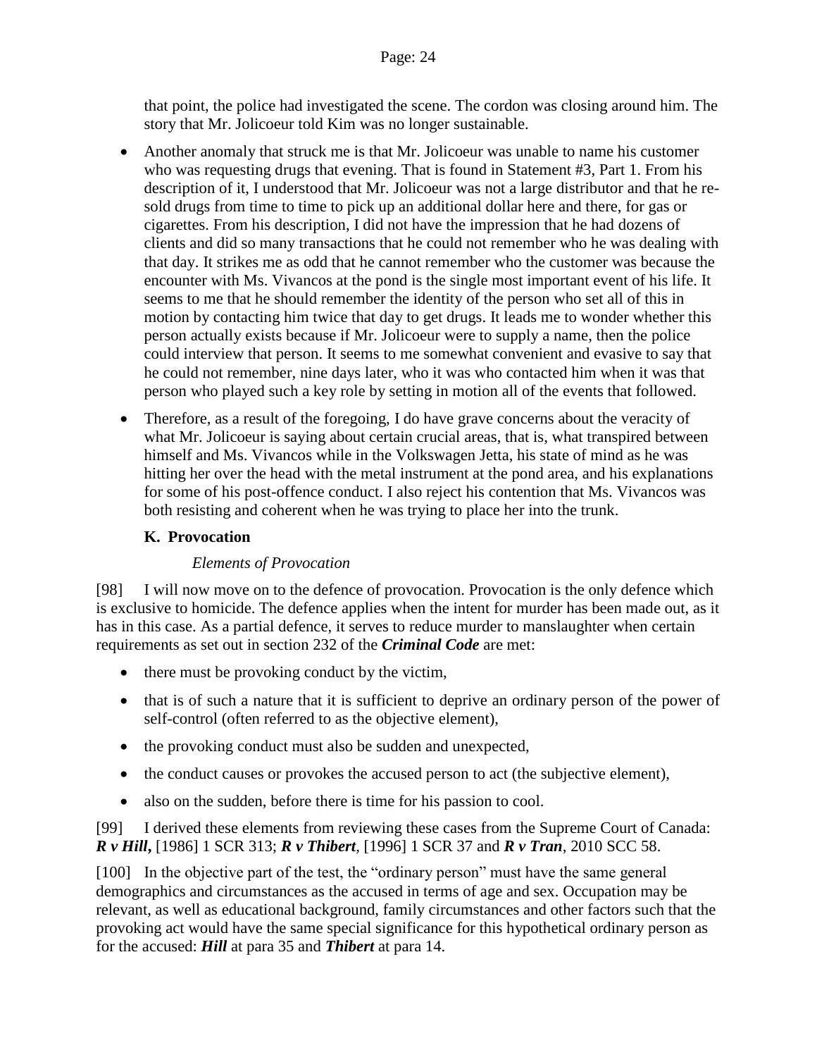that point, the police had investigated the scene. The cordon was closing around him. The story that Mr. Jolicoeur told Kim was no longer sustainable.

- Another anomaly that struck me is that Mr. Jolicoeur was unable to name his customer who was requesting drugs that evening. That is found in Statement #3, Part 1. From his description of it, I understood that Mr. Jolicoeur was not a large distributor and that he re-sold drugs from time to time to pick up an additional dollar here and there, for gas or cigarettes. From his description, I did not have the impression that he had dozens of clients and did so many transactions that he could not remember who he was dealing with that day. It strikes me as odd that he cannot remember who the customer was because the encounter with Ms. Vivancos at the pond is the single most important event of his life. It seems to me that he should remember the identity of the person who set all of this in motion by contacting him twice that day to get drugs. It leads me to wonder whether this person actually exists because if Mr. Jolicoeur were to supply a name, then the police could interview that person. It seems to me somewhat convenient and evasive to say that he could not remember, nine days later, who it was who contacted him when it was that person who played such a key role by setting in motion all of the events that followed.
- Therefore, as a result of the foregoing, I do have grave concerns about the veracity of what Mr. Jolicoeur is saying about certain crucial areas, that is, what transpired between himself and Ms. Vivancos while in the Volkswagen Jetta, his state of mind as he was hitting her over the head with the metal instrument at the pond area, and his explanations for some of his post-offence conduct. I also reject his contention that Ms. Vivancos was both resisting and coherent when he was trying to place her into the trunk.

### K. Provocation

#### *Elements of Provocation*

[98] I will now move on to the defence of provocation. Provocation is the only defence which is exclusive to homicide. The defence applies when the intent for murder has been made out, as it has in this case. As a partial defence, it serves to reduce murder to manslaughter when certain requirements as set out in section 232 of the ***Criminal Code*** are met:

- there must be provoking conduct by the victim,
- that is of such a nature that it is sufficient to deprive an ordinary person of the power of self-control (often referred to as the objective element),
- the provoking conduct must also be sudden and unexpected,
- the conduct causes or provokes the accused person to act (the subjective element),
- also on the sudden, before there is time for his passion to cool.

[99] I derived these elements from reviewing these cases from the Supreme Court of Canada: ***R v Hill***, [1986] 1 SCR 313; ***R v Thibert***, [1996] 1 SCR 37 and ***R v Tran***, 2010 SCC 58.

[100] In the objective part of the test, the "ordinary person" must have the same general demographics and circumstances as the accused in terms of age and sex. Occupation may be relevant, as well as educational background, family circumstances and other factors such that the provoking act would have the same special significance for this hypothetical ordinary person as for the accused: ***Hill*** at para 35 and ***Thibert*** at para 14.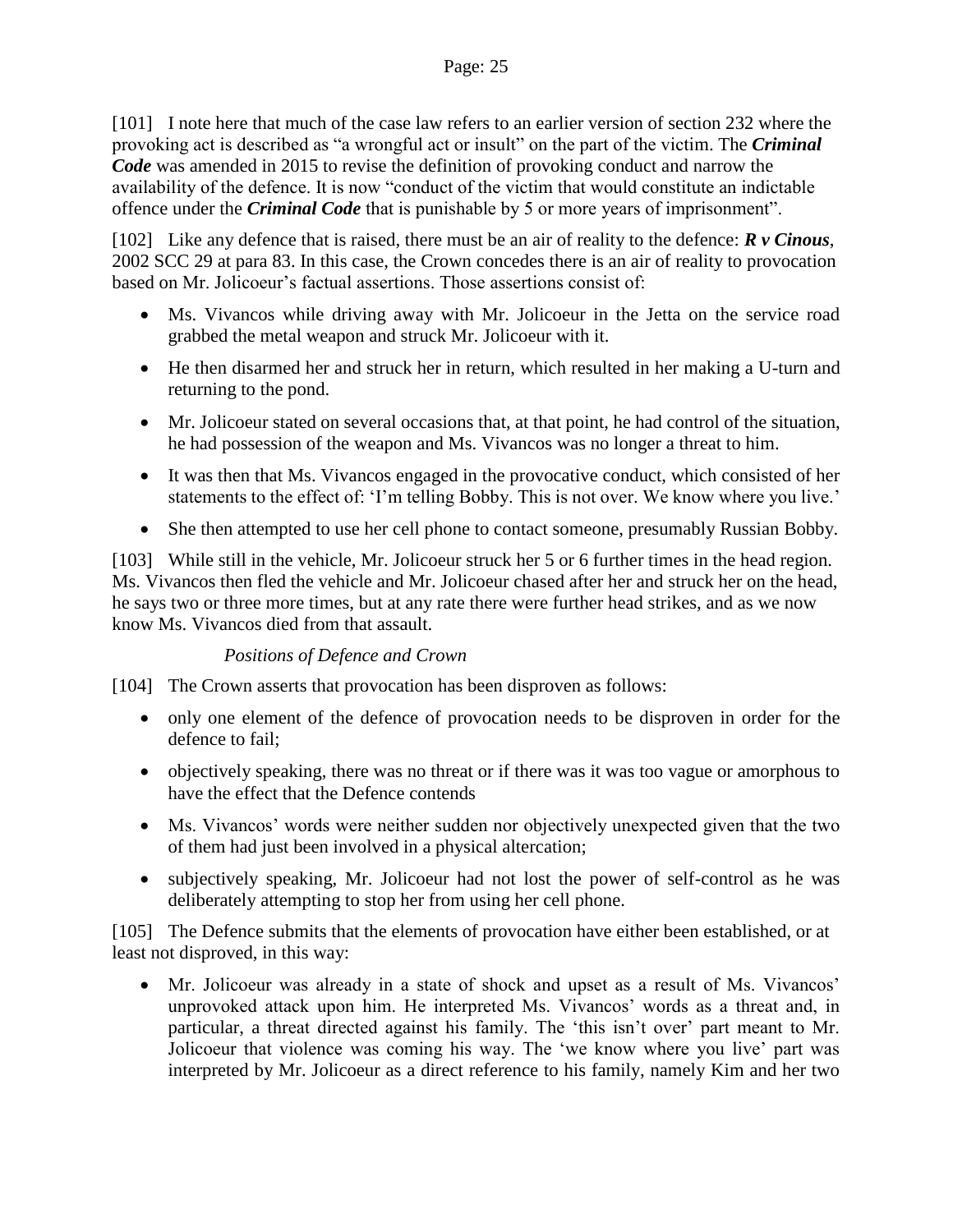[101] I note here that much of the case law refers to an earlier version of section 232 where the provoking act is described as "a wrongful act or insult" on the part of the victim. The ***Criminal Code*** was amended in 2015 to revise the definition of provoking conduct and narrow the availability of the defence. It is now "conduct of the victim that would constitute an indictable offence under the ***Criminal Code*** that is punishable by 5 or more years of imprisonment".

[102] Like any defence that is raised, there must be an air of reality to the defence: ***R v Cinous***, 2002 SCC 29 at para 83. In this case, the Crown concedes there is an air of reality to provocation based on Mr. Jolicoeur's factual assertions. Those assertions consist of:

- Ms. Vivancos while driving away with Mr. Jolicoeur in the Jetta on the service road grabbed the metal weapon and struck Mr. Jolicoeur with it.
- He then disarmed her and struck her in return, which resulted in her making a U-turn and returning to the pond.
- Mr. Jolicoeur stated on several occasions that, at that point, he had control of the situation, he had possession of the weapon and Ms. Vivancos was no longer a threat to him.
- It was then that Ms. Vivancos engaged in the provocative conduct, which consisted of her statements to the effect of: 'I'm telling Bobby. This is not over. We know where you live.'
- She then attempted to use her cell phone to contact someone, presumably Russian Bobby.

[103] While still in the vehicle, Mr. Jolicoeur struck her 5 or 6 further times in the head region. Ms. Vivancos then fled the vehicle and Mr. Jolicoeur chased after her and struck her on the head, he says two or three more times, but at any rate there were further head strikes, and as we now know Ms. Vivancos died from that assault.

*Positions of Defence and Crown*

[104] The Crown asserts that provocation has been disproven as follows:

- only one element of the defence of provocation needs to be disproven in order for the defence to fail;
- objectively speaking, there was no threat or if there was it was too vague or amorphous to have the effect that the Defence contends
- Ms. Vivancos' words were neither sudden nor objectively unexpected given that the two of them had just been involved in a physical altercation;
- subjectively speaking, Mr. Jolicoeur had not lost the power of self-control as he was deliberately attempting to stop her from using her cell phone.

[105] The Defence submits that the elements of provocation have either been established, or at least not disproved, in this way:

- Mr. Jolicoeur was already in a state of shock and upset as a result of Ms. Vivancos' unprovoked attack upon him. He interpreted Ms. Vivancos' words as a threat and, in particular, a threat directed against his family. The 'this isn't over' part meant to Mr. Jolicoeur that violence was coming his way. The 'we know where you live' part was interpreted by Mr. Jolicoeur as a direct reference to his family, namely Kim and her two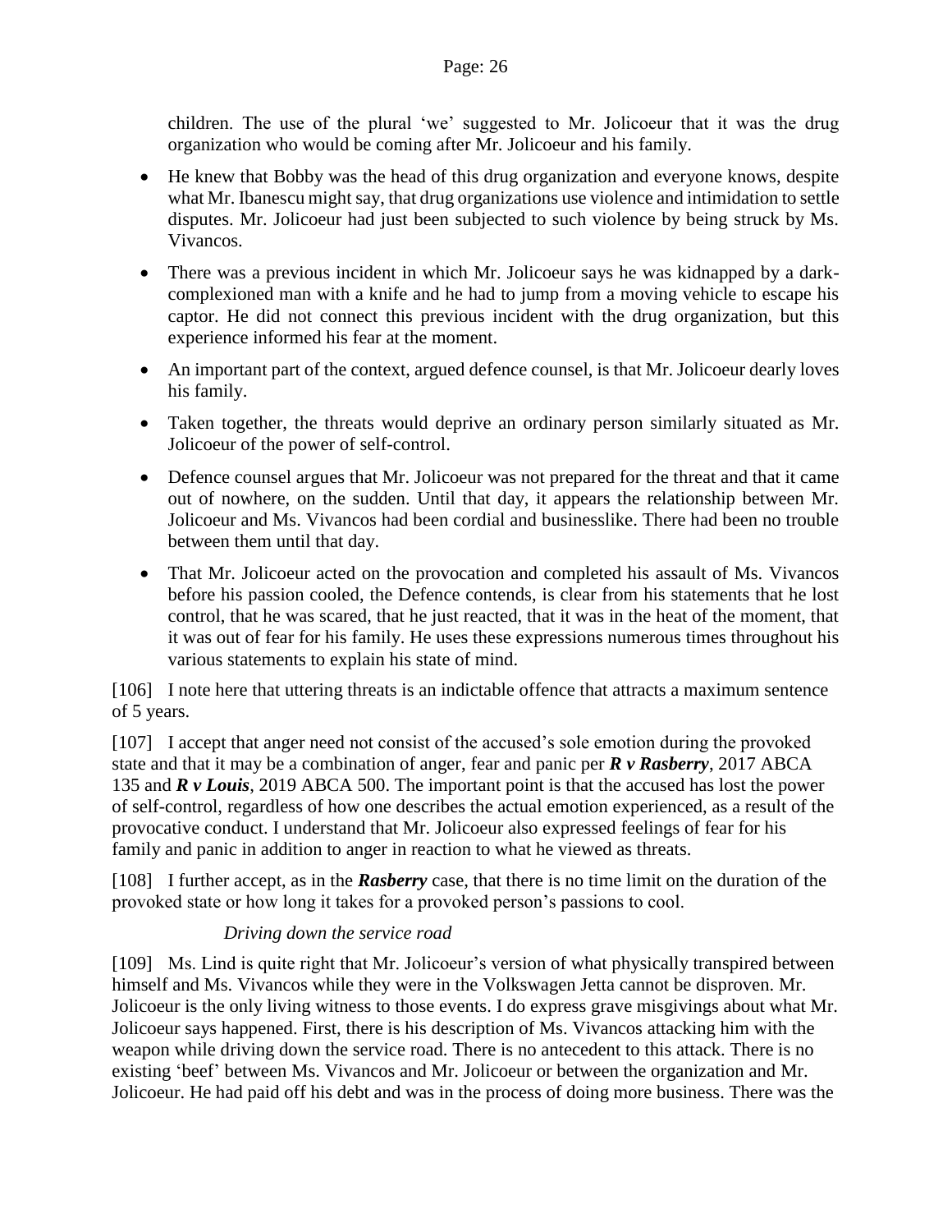children. The use of the plural 'we' suggested to Mr. Jolicoeur that it was the drug organization who would be coming after Mr. Jolicoeur and his family.

- He knew that Bobby was the head of this drug organization and everyone knows, despite what Mr. Ibanescu might say, that drug organizations use violence and intimidation to settle disputes. Mr. Jolicoeur had just been subjected to such violence by being struck by Ms. Vivancos.
- There was a previous incident in which Mr. Jolicoeur says he was kidnapped by a dark-complexioned man with a knife and he had to jump from a moving vehicle to escape his captor. He did not connect this previous incident with the drug organization, but this experience informed his fear at the moment.
- An important part of the context, argued defence counsel, is that Mr. Jolicoeur dearly loves his family.
- Taken together, the threats would deprive an ordinary person similarly situated as Mr. Jolicoeur of the power of self-control.
- Defence counsel argues that Mr. Jolicoeur was not prepared for the threat and that it came out of nowhere, on the sudden. Until that day, it appears the relationship between Mr. Jolicoeur and Ms. Vivancos had been cordial and businesslike. There had been no trouble between them until that day.
- That Mr. Jolicoeur acted on the provocation and completed his assault of Ms. Vivancos before his passion cooled, the Defence contends, is clear from his statements that he lost control, that he was scared, that he just reacted, that it was in the heat of the moment, that it was out of fear for his family. He uses these expressions numerous times throughout his various statements to explain his state of mind.

[106] I note here that uttering threats is an indictable offence that attracts a maximum sentence of 5 years.

[107] I accept that anger need not consist of the accused's sole emotion during the provoked state and that it may be a combination of anger, fear and panic per ***R v Rasberry***, 2017 ABCA 135 and ***R v Louis***, 2019 ABCA 500. The important point is that the accused has lost the power of self-control, regardless of how one describes the actual emotion experienced, as a result of the provocative conduct. I understand that Mr. Jolicoeur also expressed feelings of fear for his family and panic in addition to anger in reaction to what he viewed as threats.

[108] I further accept, as in the ***Rasberry*** case, that there is no time limit on the duration of the provoked state or how long it takes for a provoked person's passions to cool.

*Driving down the service road*

[109] Ms. Lind is quite right that Mr. Jolicoeur's version of what physically transpired between himself and Ms. Vivancos while they were in the Volkswagen Jetta cannot be disproven. Mr. Jolicoeur is the only living witness to those events. I do express grave misgivings about what Mr. Jolicoeur says happened. First, there is his description of Ms. Vivancos attacking him with the weapon while driving down the service road. There is no antecedent to this attack. There is no existing 'beef' between Ms. Vivancos and Mr. Jolicoeur or between the organization and Mr. Jolicoeur. He had paid off his debt and was in the process of doing more business. There was the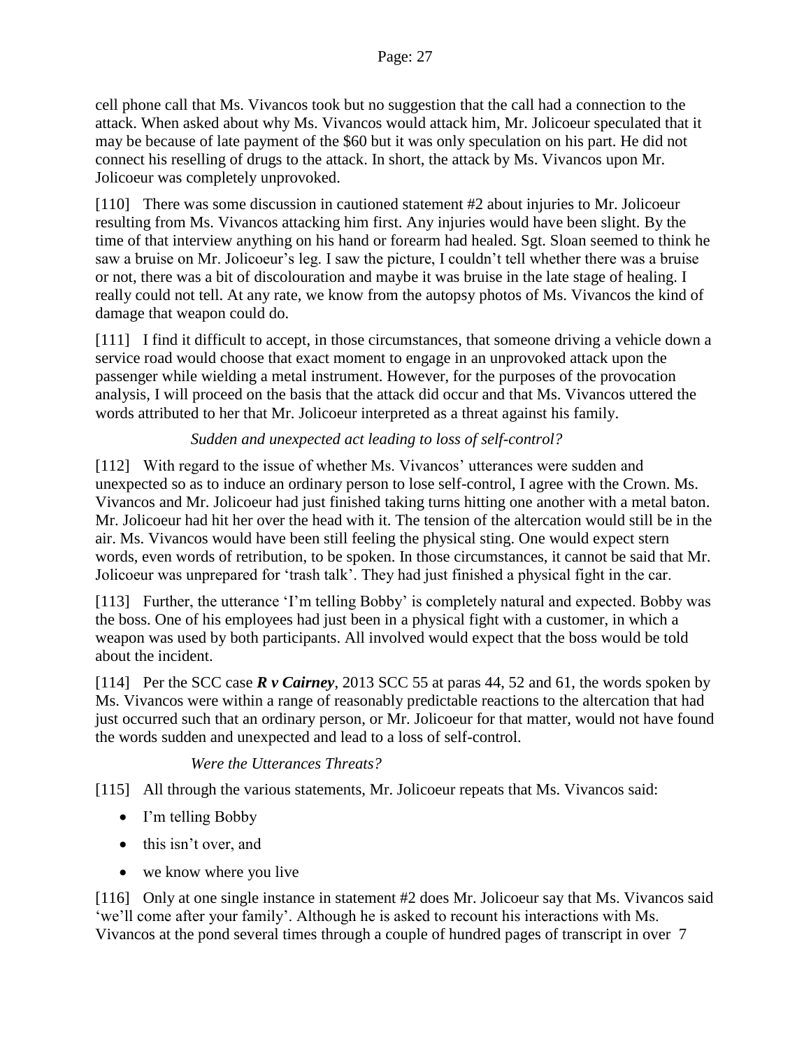cell phone call that Ms. Vivancos took but no suggestion that the call had a connection to the attack. When asked about why Ms. Vivancos would attack him, Mr. Jolicoeur speculated that it may be because of late payment of the $60 but it was only speculation on his part. He did not connect his reselling of drugs to the attack. In short, the attack by Ms. Vivancos upon Mr. Jolicoeur was completely unprovoked.

[110] There was some discussion in cautioned statement #2 about injuries to Mr. Jolicoeur resulting from Ms. Vivancos attacking him first. Any injuries would have been slight. By the time of that interview anything on his hand or forearm had healed. Sgt. Sloan seemed to think he saw a bruise on Mr. Jolicoeur's leg. I saw the picture, I couldn't tell whether there was a bruise or not, there was a bit of discolouration and maybe it was bruise in the late stage of healing. I really could not tell. At any rate, we know from the autopsy photos of Ms. Vivancos the kind of damage that weapon could do.

[111] I find it difficult to accept, in those circumstances, that someone driving a vehicle down a service road would choose that exact moment to engage in an unprovoked attack upon the passenger while wielding a metal instrument. However, for the purposes of the provocation analysis, I will proceed on the basis that the attack did occur and that Ms. Vivancos uttered the words attributed to her that Mr. Jolicoeur interpreted as a threat against his family.

*Sudden and unexpected act leading to loss of self-control?*

[112] With regard to the issue of whether Ms. Vivancos' utterances were sudden and unexpected so as to induce an ordinary person to lose self-control, I agree with the Crown. Ms. Vivancos and Mr. Jolicoeur had just finished taking turns hitting one another with a metal baton. Mr. Jolicoeur had hit her over the head with it. The tension of the altercation would still be in the air. Ms. Vivancos would have been still feeling the physical sting. One would expect stern words, even words of retribution, to be spoken. In those circumstances, it cannot be said that Mr. Jolicoeur was unprepared for 'trash talk'. They had just finished a physical fight in the car.

[113] Further, the utterance 'I'm telling Bobby' is completely natural and expected. Bobby was the boss. One of his employees had just been in a physical fight with a customer, in which a weapon was used by both participants. All involved would expect that the boss would be told about the incident.

[114] Per the SCC case ***R v Cairney***, 2013 SCC 55 at paras 44, 52 and 61, the words spoken by Ms. Vivancos were within a range of reasonably predictable reactions to the altercation that had just occurred such that an ordinary person, or Mr. Jolicoeur for that matter, would not have found the words sudden and unexpected and lead to a loss of self-control.

*Were the Utterances Threats?*

[115] All through the various statements, Mr. Jolicoeur repeats that Ms. Vivancos said:

- I'm telling Bobby
- this isn't over, and
- we know where you live

[116] Only at one single instance in statement #2 does Mr. Jolicoeur say that Ms. Vivancos said 'we'll come after your family'. Although he is asked to recount his interactions with Ms. Vivancos at the pond several times through a couple of hundred pages of transcript in over 7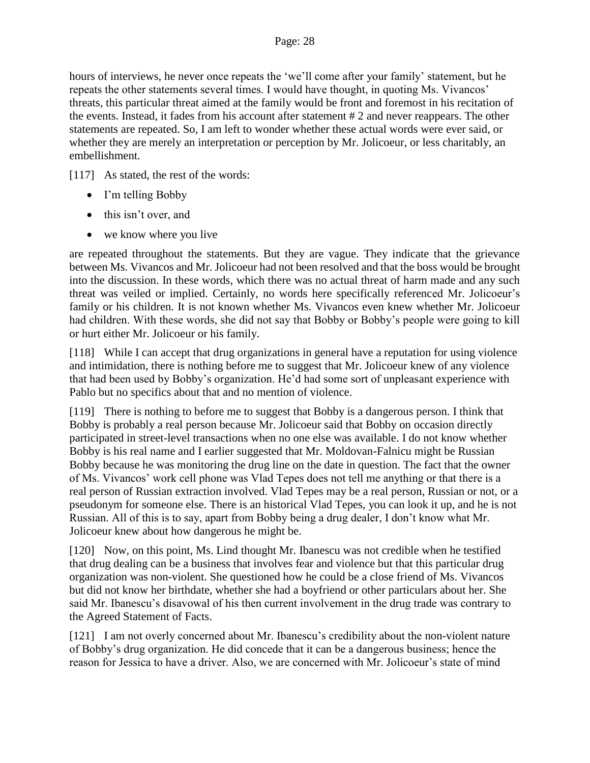hours of interviews, he never once repeats the 'we'll come after your family' statement, but he repeats the other statements several times. I would have thought, in quoting Ms. Vivancos' threats, this particular threat aimed at the family would be front and foremost in his recitation of the events. Instead, it fades from his account after statement # 2 and never reappears. The other statements are repeated. So, I am left to wonder whether these actual words were ever said, or whether they are merely an interpretation or perception by Mr. Jolicoeur, or less charitably, an embellishment.

[117] As stated, the rest of the words:

- I'm telling Bobby
- this isn't over, and
- we know where you live

are repeated throughout the statements. But they are vague. They indicate that the grievance between Ms. Vivancos and Mr. Jolicoeur had not been resolved and that the boss would be brought into the discussion. In these words, which there was no actual threat of harm made and any such threat was veiled or implied. Certainly, no words here specifically referenced Mr. Jolicoeur's family or his children. It is not known whether Ms. Vivancos even knew whether Mr. Jolicoeur had children. With these words, she did not say that Bobby or Bobby's people were going to kill or hurt either Mr. Jolicoeur or his family.

[118] While I can accept that drug organizations in general have a reputation for using violence and intimidation, there is nothing before me to suggest that Mr. Jolicoeur knew of any violence that had been used by Bobby's organization. He'd had some sort of unpleasant experience with Pablo but no specifics about that and no mention of violence.

[119] There is nothing to before me to suggest that Bobby is a dangerous person. I think that Bobby is probably a real person because Mr. Jolicoeur said that Bobby on occasion directly participated in street-level transactions when no one else was available. I do not know whether Bobby is his real name and I earlier suggested that Mr. Moldovan-Falnicu might be Russian Bobby because he was monitoring the drug line on the date in question. The fact that the owner of Ms. Vivancos' work cell phone was Vlad Tepes does not tell me anything or that there is a real person of Russian extraction involved. Vlad Tepes may be a real person, Russian or not, or a pseudonym for someone else. There is an historical Vlad Tepes, you can look it up, and he is not Russian. All of this is to say, apart from Bobby being a drug dealer, I don't know what Mr. Jolicoeur knew about how dangerous he might be.

[120] Now, on this point, Ms. Lind thought Mr. Ibanescu was not credible when he testified that drug dealing can be a business that involves fear and violence but that this particular drug organization was non-violent. She questioned how he could be a close friend of Ms. Vivancos but did not know her birthdate, whether she had a boyfriend or other particulars about her. She said Mr. Ibanescu's disavowal of his then current involvement in the drug trade was contrary to the Agreed Statement of Facts.

[121] I am not overly concerned about Mr. Ibanescu's credibility about the non-violent nature of Bobby's drug organization. He did concede that it can be a dangerous business; hence the reason for Jessica to have a driver. Also, we are concerned with Mr. Jolicoeur's state of mind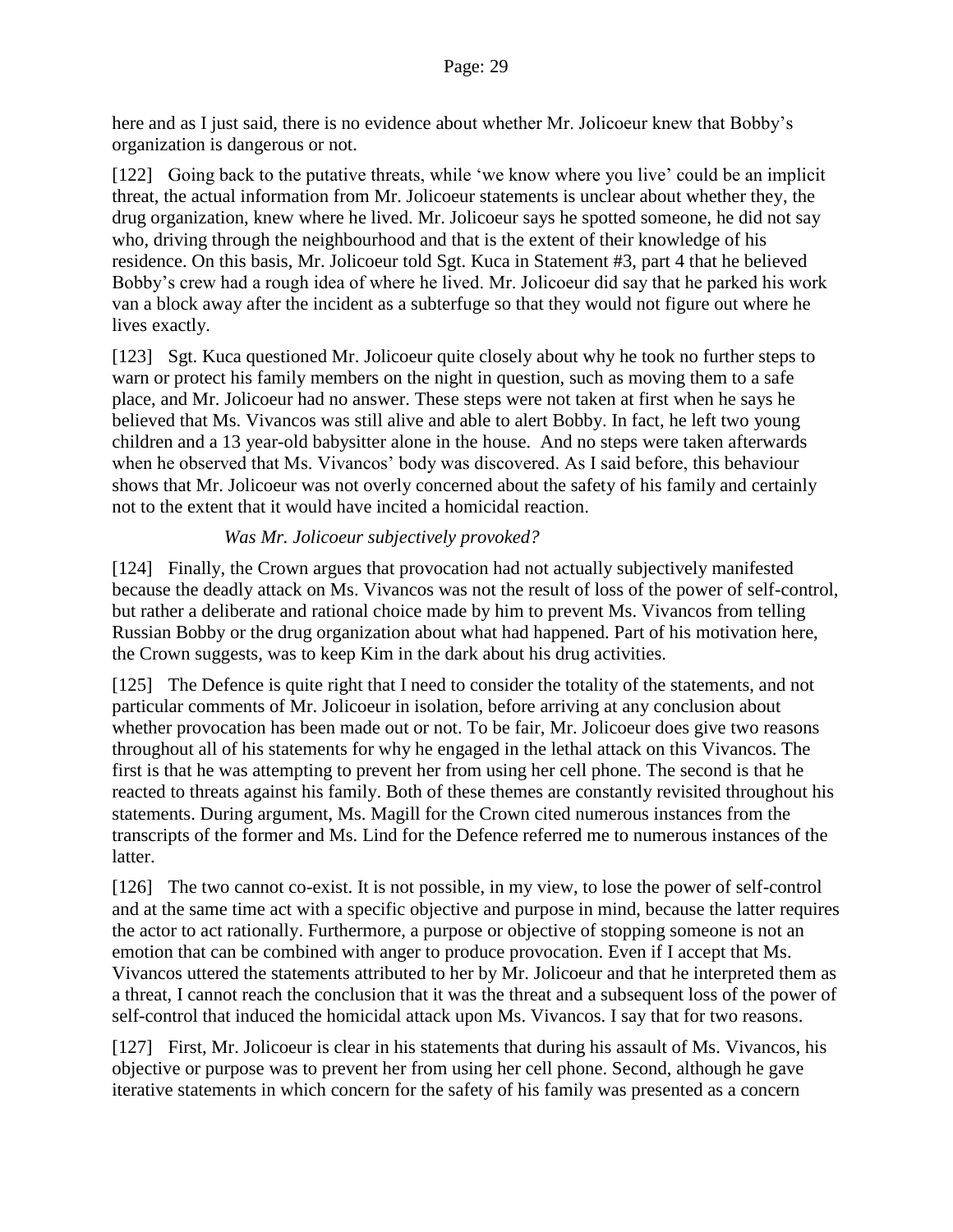here and as I just said, there is no evidence about whether Mr. Jolicoeur knew that Bobby's organization is dangerous or not.

[122] Going back to the putative threats, while 'we know where you live' could be an implicit threat, the actual information from Mr. Jolicoeur statements is unclear about whether they, the drug organization, knew where he lived. Mr. Jolicoeur says he spotted someone, he did not say who, driving through the neighbourhood and that is the extent of their knowledge of his residence. On this basis, Mr. Jolicoeur told Sgt. Kuca in Statement #3, part 4 that he believed Bobby's crew had a rough idea of where he lived. Mr. Jolicoeur did say that he parked his work van a block away after the incident as a subterfuge so that they would not figure out where he lives exactly.

[123] Sgt. Kuca questioned Mr. Jolicoeur quite closely about why he took no further steps to warn or protect his family members on the night in question, such as moving them to a safe place, and Mr. Jolicoeur had no answer. These steps were not taken at first when he says he believed that Ms. Vivancos was still alive and able to alert Bobby. In fact, he left two young children and a 13 year-old babysitter alone in the house. And no steps were taken afterwards when he observed that Ms. Vivancos' body was discovered. As I said before, this behaviour shows that Mr. Jolicoeur was not overly concerned about the safety of his family and certainly not to the extent that it would have incited a homicidal reaction.

*Was Mr. Jolicoeur subjectively provoked?*

[124] Finally, the Crown argues that provocation had not actually subjectively manifested because the deadly attack on Ms. Vivancos was not the result of loss of the power of self-control, but rather a deliberate and rational choice made by him to prevent Ms. Vivancos from telling Russian Bobby or the drug organization about what had happened. Part of his motivation here, the Crown suggests, was to keep Kim in the dark about his drug activities.

[125] The Defence is quite right that I need to consider the totality of the statements, and not particular comments of Mr. Jolicoeur in isolation, before arriving at any conclusion about whether provocation has been made out or not. To be fair, Mr. Jolicoeur does give two reasons throughout all of his statements for why he engaged in the lethal attack on this Vivancos. The first is that he was attempting to prevent her from using her cell phone. The second is that he reacted to threats against his family. Both of these themes are constantly revisited throughout his statements. During argument, Ms. Magill for the Crown cited numerous instances from the transcripts of the former and Ms. Lind for the Defence referred me to numerous instances of the latter.

[126] The two cannot co-exist. It is not possible, in my view, to lose the power of self-control and at the same time act with a specific objective and purpose in mind, because the latter requires the actor to act rationally. Furthermore, a purpose or objective of stopping someone is not an emotion that can be combined with anger to produce provocation. Even if I accept that Ms. Vivancos uttered the statements attributed to her by Mr. Jolicoeur and that he interpreted them as a threat, I cannot reach the conclusion that it was the threat and a subsequent loss of the power of self-control that induced the homicidal attack upon Ms. Vivancos. I say that for two reasons.

[127] First, Mr. Jolicoeur is clear in his statements that during his assault of Ms. Vivancos, his objective or purpose was to prevent her from using her cell phone. Second, although he gave iterative statements in which concern for the safety of his family was presented as a concern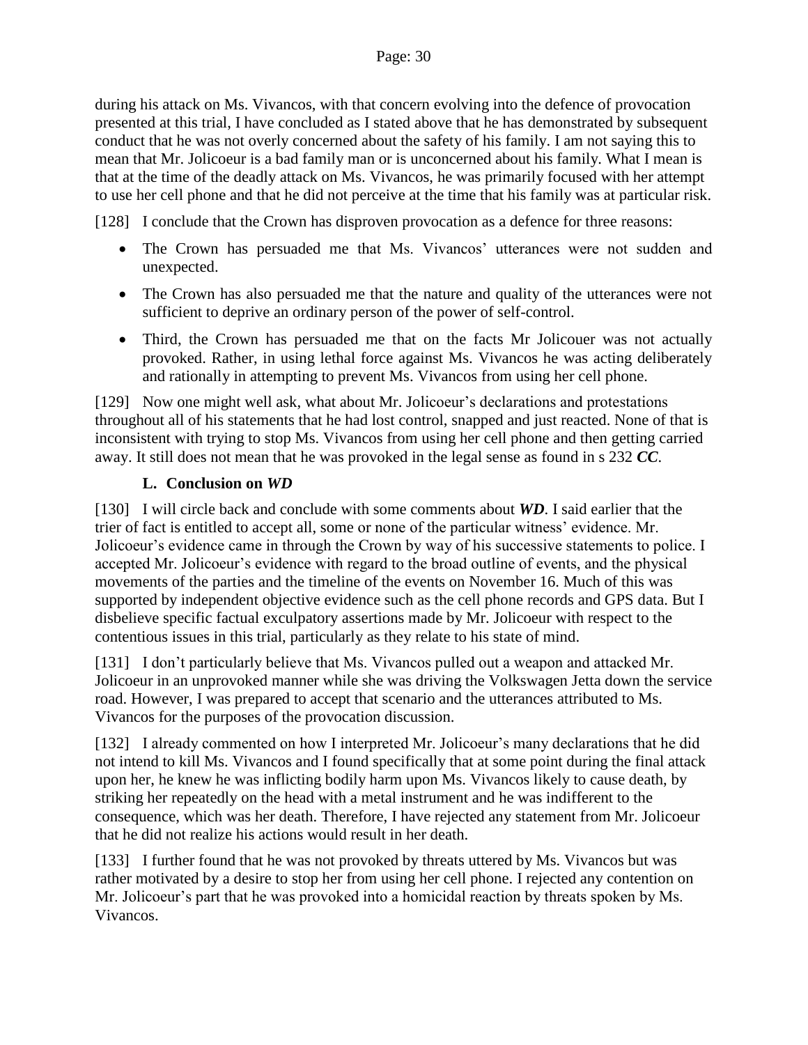during his attack on Ms. Vivancos, with that concern evolving into the defence of provocation presented at this trial, I have concluded as I stated above that he has demonstrated by subsequent conduct that he was not overly concerned about the safety of his family. I am not saying this to mean that Mr. Jolicoeur is a bad family man or is unconcerned about his family. What I mean is that at the time of the deadly attack on Ms. Vivancos, he was primarily focused with her attempt to use her cell phone and that he did not perceive at the time that his family was at particular risk.

[128] I conclude that the Crown has disproven provocation as a defence for three reasons:

- The Crown has persuaded me that Ms. Vivancos' utterances were not sudden and unexpected.
- The Crown has also persuaded me that the nature and quality of the utterances were not sufficient to deprive an ordinary person of the power of self-control.
- Third, the Crown has persuaded me that on the facts Mr Jolicouer was not actually provoked. Rather, in using lethal force against Ms. Vivancos he was acting deliberately and rationally in attempting to prevent Ms. Vivancos from using her cell phone.

[129] Now one might well ask, what about Mr. Jolicoeur's declarations and protestations throughout all of his statements that he had lost control, snapped and just reacted. None of that is inconsistent with trying to stop Ms. Vivancos from using her cell phone and then getting carried away. It still does not mean that he was provoked in the legal sense as found in s 232 ***CC***.

### L. Conclusion on *WD*

[130] I will circle back and conclude with some comments about ***WD***. I said earlier that the trier of fact is entitled to accept all, some or none of the particular witness' evidence. Mr. Jolicoeur's evidence came in through the Crown by way of his successive statements to police. I accepted Mr. Jolicoeur's evidence with regard to the broad outline of events, and the physical movements of the parties and the timeline of the events on November 16. Much of this was supported by independent objective evidence such as the cell phone records and GPS data. But I disbelieve specific factual exculpatory assertions made by Mr. Jolicoeur with respect to the contentious issues in this trial, particularly as they relate to his state of mind.

[131] I don't particularly believe that Ms. Vivancos pulled out a weapon and attacked Mr. Jolicoeur in an unprovoked manner while she was driving the Volkswagen Jetta down the service road. However, I was prepared to accept that scenario and the utterances attributed to Ms. Vivancos for the purposes of the provocation discussion.

[132] I already commented on how I interpreted Mr. Jolicoeur's many declarations that he did not intend to kill Ms. Vivancos and I found specifically that at some point during the final attack upon her, he knew he was inflicting bodily harm upon Ms. Vivancos likely to cause death, by striking her repeatedly on the head with a metal instrument and he was indifferent to the consequence, which was her death. Therefore, I have rejected any statement from Mr. Jolicoeur that he did not realize his actions would result in her death.

[133] I further found that he was not provoked by threats uttered by Ms. Vivancos but was rather motivated by a desire to stop her from using her cell phone. I rejected any contention on Mr. Jolicoeur's part that he was provoked into a homicidal reaction by threats spoken by Ms. Vivancos.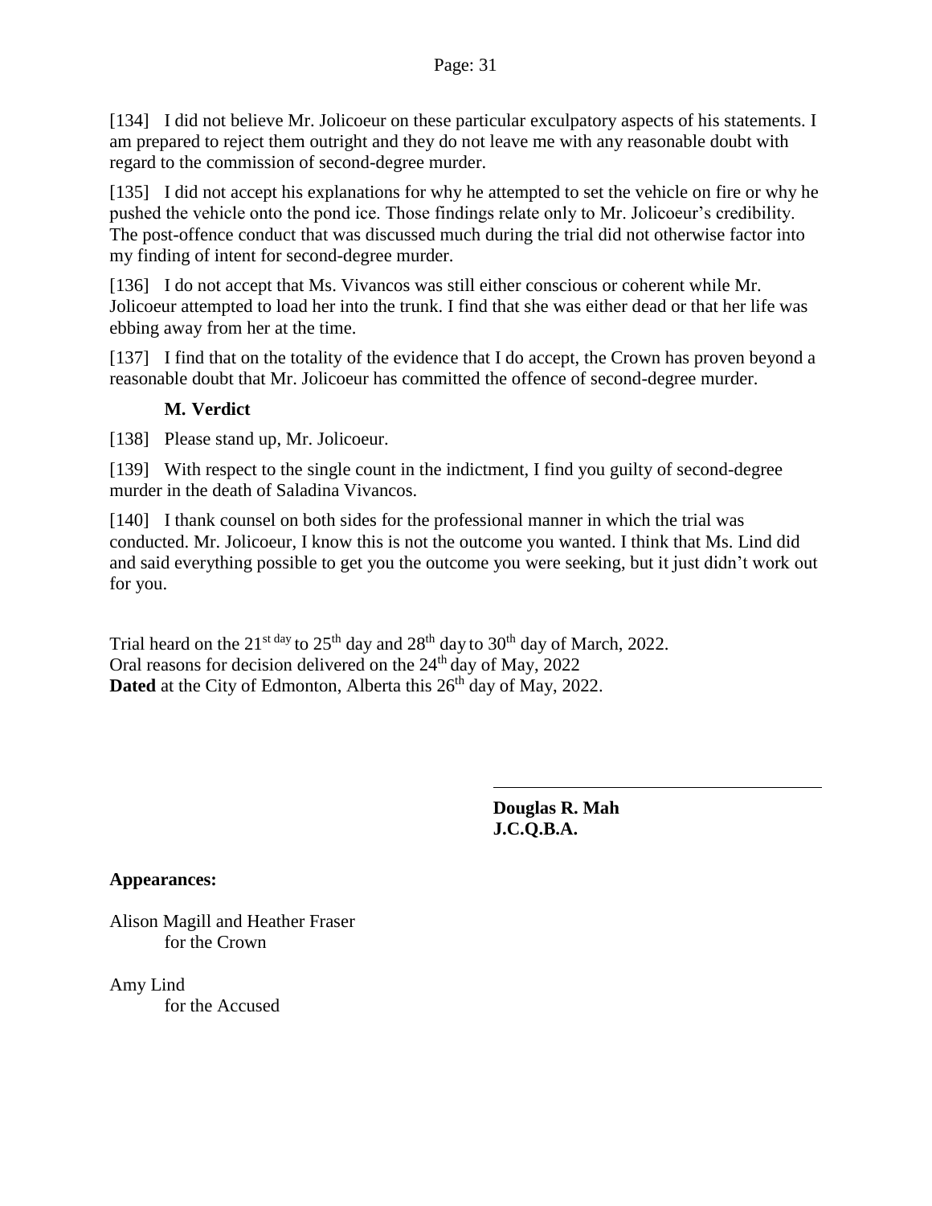[134] I did not believe Mr. Jolicoeur on these particular exculpatory aspects of his statements. I am prepared to reject them outright and they do not leave me with any reasonable doubt with regard to the commission of second-degree murder.

[135] I did not accept his explanations for why he attempted to set the vehicle on fire or why he pushed the vehicle onto the pond ice. Those findings relate only to Mr. Jolicoeur's credibility. The post-offence conduct that was discussed much during the trial did not otherwise factor into my finding of intent for second-degree murder.

[136] I do not accept that Ms. Vivancos was still either conscious or coherent while Mr. Jolicoeur attempted to load her into the trunk. I find that she was either dead or that her life was ebbing away from her at the time.

[137] I find that on the totality of the evidence that I do accept, the Crown has proven beyond a reasonable doubt that Mr. Jolicoeur has committed the offence of second-degree murder.

### M. Verdict

[138] Please stand up, Mr. Jolicoeur.

[139] With respect to the single count in the indictment, I find you guilty of second-degree murder in the death of Saladina Vivancos.

[140] I thank counsel on both sides for the professional manner in which the trial was conducted. Mr. Jolicoeur, I know this is not the outcome you wanted. I think that Ms. Lind did and said everything possible to get you the outcome you were seeking, but it just didn't work out for you.

Trial heard on the 21st day to 25th day and 28th day to 30th day of March, 2022.
Oral reasons for decision delivered on the 24th day of May, 2022
**Dated** at the City of Edmonton, Alberta this 26th day of May, 2022.

**Douglas R. Mah**
**J.C.Q.B.A.**

**Appearances:**

Alison Magill and Heather Fraser
for the Crown

Amy Lind
for the Accused